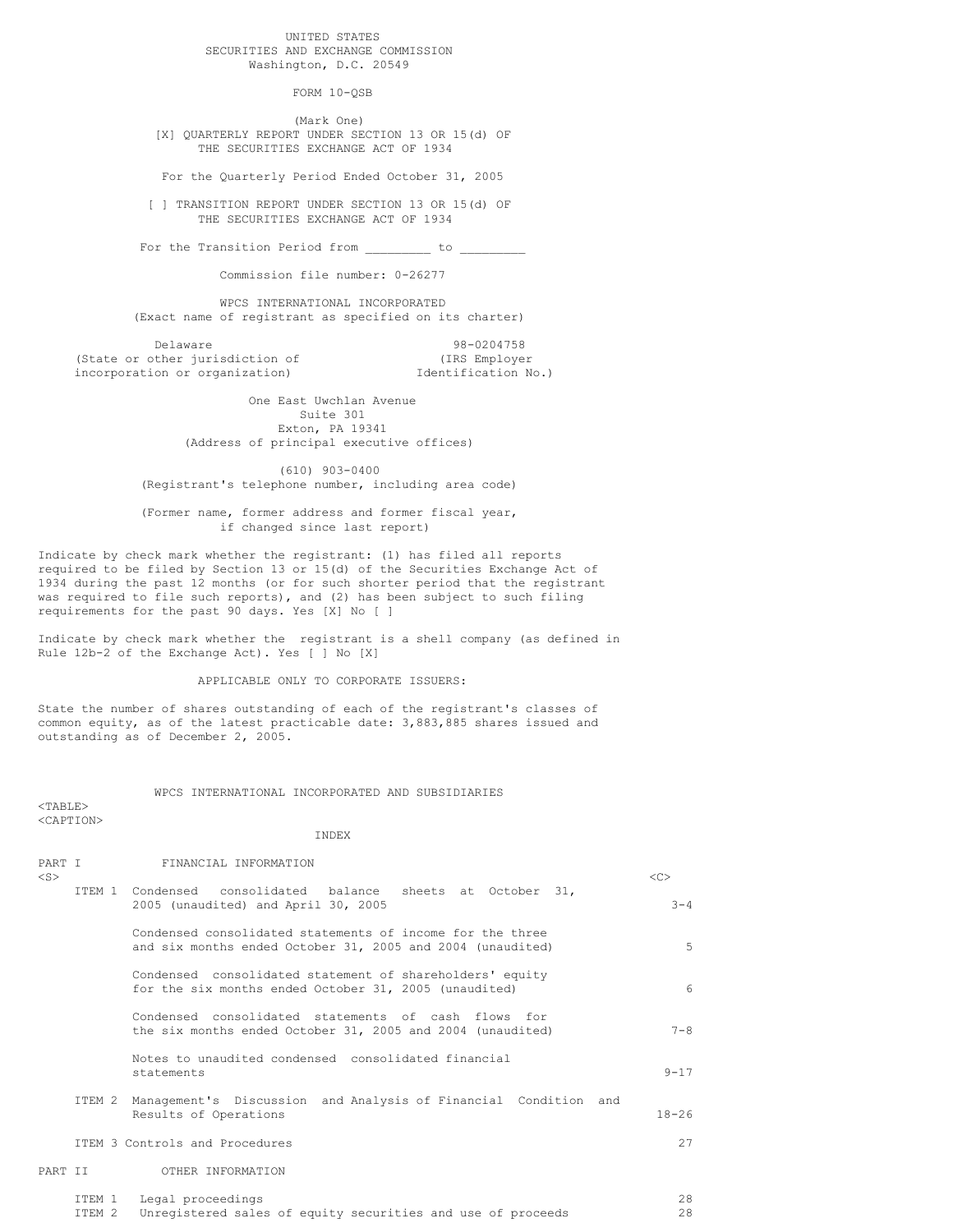UNITED STATES
SECURITIES AND EXCHANGE COMMISSION
Washington, D.C. 20549

FORM 10-QSB

(Mark One)

[X] QUARTERLY REPORT UNDER SECTION 13 OR 15(d) OF THE SECURITIES EXCHANGE ACT OF 1934

For the Quarterly Period Ended October 31, 2005

[ ] TRANSITION REPORT UNDER SECTION 13 OR 15(d) OF THE SECURITIES EXCHANGE ACT OF 1934

For the Transition Period from _________ to _________

Commission file number: 0-26277

WPCS INTERNATIONAL INCORPORATED
(Exact name of registrant as specified on its charter)

| Delaware | 98-0204758 |
|---|---|
| (State or other jurisdiction of incorporation or organization) | (IRS Employer Identification No.) |

One East Uwchlan Avenue
Suite 301
Exton, PA 19341
(Address of principal executive offices)

(610) 903-0400
(Registrant's telephone number, including area code)

(Former name, former address and former fiscal year, if changed since last report)

Indicate by check mark whether the registrant: (1) has filed all reports required to be filed by Section 13 or 15(d) of the Securities Exchange Act of 1934 during the past 12 months (or for such shorter period that the registrant was required to file such reports), and (2) has been subject to such filing requirements for the past 90 days. Yes [X] No [ ]

Indicate by check mark whether the registrant is a shell company (as defined in Rule 12b-2 of the Exchange Act). Yes [ ] No [X]

APPLICABLE ONLY TO CORPORATE ISSUERS:

State the number of shares outstanding of each of the registrant's classes of common equity, as of the latest practicable date: 3,883,885 shares issued and outstanding as of December 2, 2005.

WPCS INTERNATIONAL INCORPORATED AND SUBSIDIARIES

INDEX

| | | | |
|---|---|---|---|
| PART I | | FINANCIAL INFORMATION | |
| | ITEM 1 | Condensed consolidated balance sheets at October 31, 2005 (unaudited) and April 30, 2005 | 3-4 |
| | | Condensed consolidated statements of income for the three and six months ended October 31, 2005 and 2004 (unaudited) | 5 |
| | | Condensed consolidated statement of shareholders' equity for the six months ended October 31, 2005 (unaudited) | 6 |
| | | Condensed consolidated statements of cash flows for the six months ended October 31, 2005 and 2004 (unaudited) | 7-8 |
| | | Notes to unaudited condensed consolidated financial statements | 9-17 |
| | ITEM 2 | Management's Discussion and Analysis of Financial Condition and Results of Operations | 18-26 |
| | ITEM 3 | Controls and Procedures | 27 |
| PART II | | OTHER INFORMATION | |
| | ITEM 1 | Legal proceedings | 28 |
| | ITEM 2 | Unregistered sales of equity securities and use of proceeds | 28 |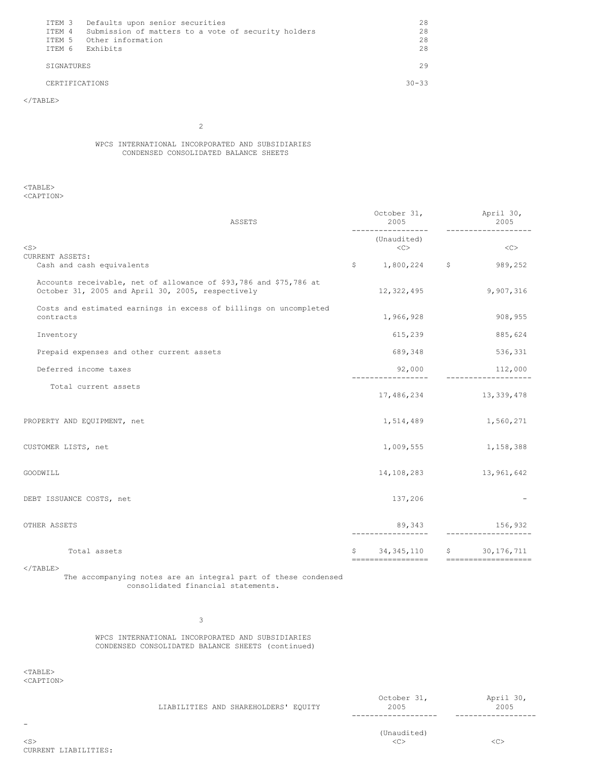| | | |
|---|---|---|
| ITEM 3 | Defaults upon senior securities | 28 |
| ITEM 4 | Submission of matters to a vote of security holders | 28 |
| ITEM 5 | Other information | 28 |
| ITEM 6 | Exhibits | 28 |
| SIGNATURES | | 29 |
| CERTIFICATIONS | | 30-33 |

## WPCS INTERNATIONAL INCORPORATED AND SUBSIDIARIES
## CONDENSED CONSOLIDATED BALANCE SHEETS

| ASSETS | October 31, 2005 (Unaudited) | April 30, 2005 |
|---|---|---|
| CURRENT ASSETS: | | |
| Cash and cash equivalents | $ 1,800,224 | $ 989,252 |
| Accounts receivable, net of allowance of $93,786 and $75,786 at October 31, 2005 and April 30, 2005, respectively | 12,322,495 | 9,907,316 |
| Costs and estimated earnings in excess of billings on uncompleted contracts | 1,966,928 | 908,955 |
| Inventory | 615,239 | 885,624 |
| Prepaid expenses and other current assets | 689,348 | 536,331 |
| Deferred income taxes | 92,000 | 112,000 |
| Total current assets | 17,486,234 | 13,339,478 |
| PROPERTY AND EQUIPMENT, net | 1,514,489 | 1,560,271 |
| CUSTOMER LISTS, net | 1,009,555 | 1,158,388 |
| GOODWILL | 14,108,283 | 13,961,642 |
| DEBT ISSUANCE COSTS, net | 137,206 | - |
| OTHER ASSETS | 89,343 | 156,932 |
| Total assets | $ 34,345,110 | $ 30,176,711 |

The accompanying notes are an integral part of these condensed consolidated financial statements.

## WPCS INTERNATIONAL INCORPORATED AND SUBSIDIARIES
## CONDENSED CONSOLIDATED BALANCE SHEETS (continued)

| LIABILITIES AND SHAREHOLDERS' EQUITY | October 31, 2005 (Unaudited) | April 30, 2005 |
|---|---|---|
| CURRENT LIABILITIES: | | |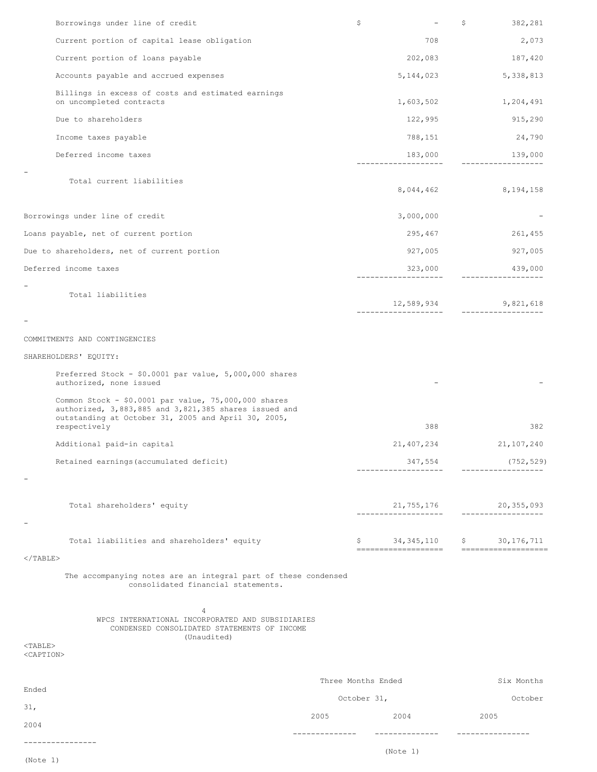| | | |
|---|---|---|
| Borrowings under line of credit | $ - | $ 382,281 |
| Current portion of capital lease obligation | 708 | 2,073 |
| Current portion of loans payable | 202,083 | 187,420 |
| Accounts payable and accrued expenses | 5,144,023 | 5,338,813 |
| Billings in excess of costs and estimated earnings on uncompleted contracts | 1,603,502 | 1,204,491 |
| Due to shareholders | 122,995 | 915,290 |
| Income taxes payable | 788,151 | 24,790 |
| Deferred income taxes | 183,000 | 139,000 |
| Total current liabilities | 8,044,462 | 8,194,158 |
| Borrowings under line of credit | 3,000,000 | - |
| Loans payable, net of current portion | 295,467 | 261,455 |
| Due to shareholders, net of current portion | 927,005 | 927,005 |
| Deferred income taxes | 323,000 | 439,000 |
| Total liabilities | 12,589,934 | 9,821,618 |
| COMMITMENTS AND CONTINGENCIES | | |
| SHAREHOLDERS' EQUITY: | | |
| Preferred Stock - $0.0001 par value, 5,000,000 shares authorized, none issued | - | - |
| Common Stock - $0.0001 par value, 75,000,000 shares authorized, 3,883,885 and 3,821,385 shares issued and outstanding at October 31, 2005 and April 30, 2005, respectively | 388 | 382 |
| Additional paid-in capital | 21,407,234 | 21,107,240 |
| Retained earnings(accumulated deficit) | 347,554 | (752,529) |
| Total shareholders' equity | 21,755,176 | 20,355,093 |
| Total liabilities and shareholders' equity | $ 34,345,110 | $ 30,176,711 |

The accompanying notes are an integral part of these condensed consolidated financial statements.

WPCS INTERNATIONAL INCORPORATED AND SUBSIDIARIES
CONDENSED CONSOLIDATED STATEMENTS OF INCOME
(Unaudited)

| | Three Months Ended October 31, | | Six Months Ended October 31, | |
|---|---|---|---|---|
| | 2005 | 2004 | 2005 | 2004 |
| | | (Note 1) | | (Note 1) |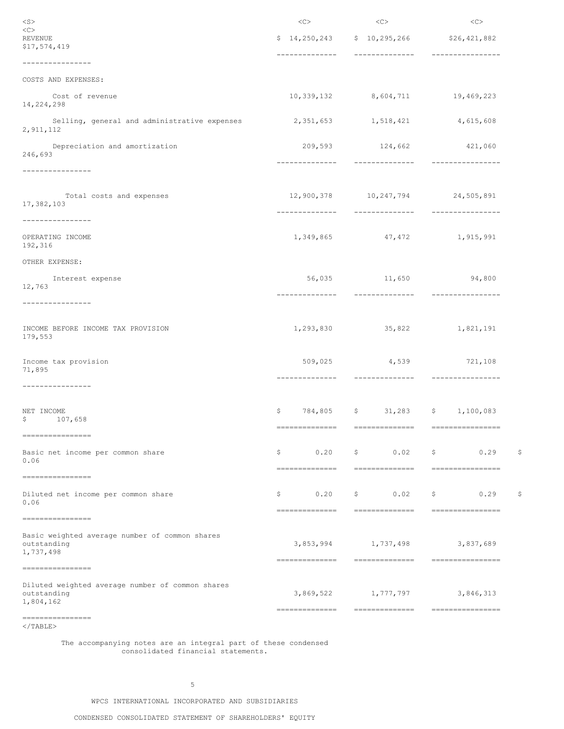| | | | | |
|---|---|---|---|---|
| REVENUE | $ 14,250,243 | $ 10,295,266 | $26,421,882 | $17,574,419 |
| COSTS AND EXPENSES: | | | | |
| Cost of revenue | 10,339,132 | 8,604,711 | 19,469,223 | 14,224,298 |
| Selling, general and administrative expenses | 2,351,653 | 1,518,421 | 4,615,608 | 2,911,112 |
| Depreciation and amortization | 209,593 | 124,662 | 421,060 | 246,693 |
| Total costs and expenses | 12,900,378 | 10,247,794 | 24,505,891 | 17,382,103 |
| OPERATING INCOME | 1,349,865 | 47,472 | 1,915,991 | 192,316 |
| OTHER EXPENSE: | | | | |
| Interest expense | 56,035 | 11,650 | 94,800 | 12,763 |
| INCOME BEFORE INCOME TAX PROVISION | 1,293,830 | 35,822 | 1,821,191 | 179,553 |
| Income tax provision | 509,025 | 4,539 | 721,108 | 71,895 |
| NET INCOME | $ 784,805 | $ 31,283 | $ 1,100,083 | $ 107,658 |
| Basic net income per common share | $ 0.20 | $ 0.02 | $ 0.29 | $ 0.06 |
| Diluted net income per common share | $ 0.20 | $ 0.02 | $ 0.29 | $ 0.06 |
| Basic weighted average number of common shares outstanding | 3,853,994 | 1,737,498 | 3,837,689 | 1,737,498 |
| Diluted weighted average number of common shares outstanding | 3,869,522 | 1,777,797 | 3,846,313 | 1,804,162 |

The accompanying notes are an integral part of these condensed consolidated financial statements.

WPCS INTERNATIONAL INCORPORATED AND SUBSIDIARIES

CONDENSED CONSOLIDATED STATEMENT OF SHAREHOLDERS' EQUITY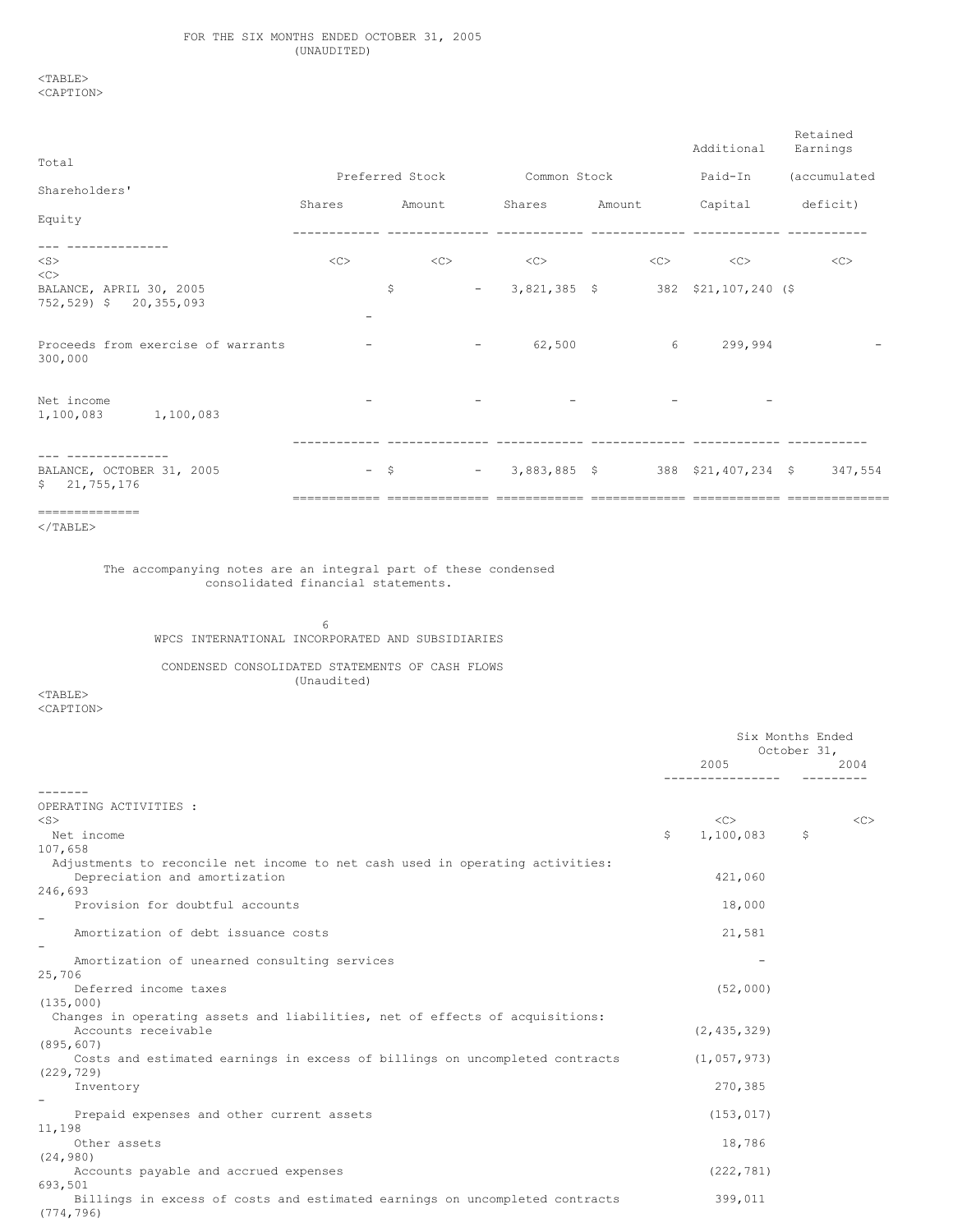FOR THE SIX MONTHS ENDED OCTOBER 31, 2005
(UNAUDITED)

| | Preferred Stock | | Common Stock | | Additional Paid-In Capital | Retained Earnings (accumulated deficit) | Total Shareholders' Equity |
|---|---|---|---|---|---|---|---|
| | Shares | Amount | Shares | Amount | | | |
| BALANCE, APRIL 30, 2005 | - | $ - | 3,821,385 | $ 382 | $21,107,240 | ($ 752,529) | $ 20,355,093 |
| Proceeds from exercise of warrants | - | - | 62,500 | 6 | 299,994 | - | 300,000 |
| Net income | - | - | - | - | - | 1,100,083 | 1,100,083 |
| BALANCE, OCTOBER 31, 2005 | - | $ - | 3,883,885 | $ 388 | $21,407,234 | $ 347,554 | $ 21,755,176 |

The accompanying notes are an integral part of these condensed consolidated financial statements.

WPCS INTERNATIONAL INCORPORATED AND SUBSIDIARIES

CONDENSED CONSOLIDATED STATEMENTS OF CASH FLOWS
(Unaudited)

| | Six Months Ended October 31, 2005 | 2004 |
|---|---|---|
| OPERATING ACTIVITIES : | | |
| Net income | $ 1,100,083 | $ 107,658 |
| Adjustments to reconcile net income to net cash used in operating activities: | | |
| Depreciation and amortization | 421,060 | 246,693 |
| Provision for doubtful accounts | 18,000 | - |
| Amortization of debt issuance costs | 21,581 | - |
| Amortization of unearned consulting services | - | 25,706 |
| Deferred income taxes | (52,000) | (135,000) |
| Changes in operating assets and liabilities, net of effects of acquisitions: | | |
| Accounts receivable | (2,435,329) | (895,607) |
| Costs and estimated earnings in excess of billings on uncompleted contracts | (1,057,973) | (229,729) |
| Inventory | 270,385 | - |
| Prepaid expenses and other current assets | (153,017) | 11,198 |
| Other assets | 18,786 | (24,980) |
| Accounts payable and accrued expenses | (222,781) | 693,501 |
| Billings in excess of costs and estimated earnings on uncompleted contracts | 399,011 | (774,796) |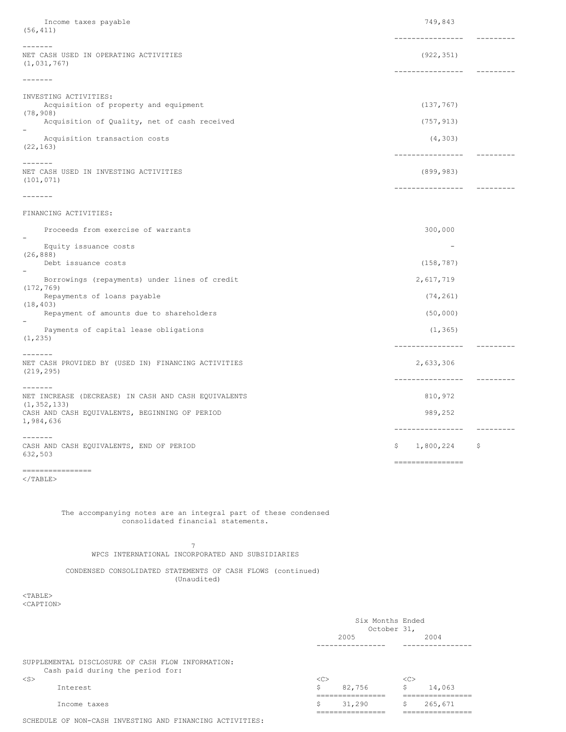| | 2005 | 2004 |
|---|---|---|
| Income taxes payable | 749,843 | (56,411) |
| NET CASH USED IN OPERATING ACTIVITIES | (922,351) | (1,031,767) |
| INVESTING ACTIVITIES: | | |
| Acquisition of property and equipment | (137,767) | (78,908) |
| Acquisition of Quality, net of cash received | (757,913) | - |
| Acquisition transaction costs | (4,303) | (22,163) |
| NET CASH USED IN INVESTING ACTIVITIES | (899,983) | (101,071) |
| FINANCING ACTIVITIES: | | |
| Proceeds from exercise of warrants | 300,000 | - |
| Equity issuance costs | - | (26,888) |
| Debt issuance costs | (158,787) | - |
| Borrowings (repayments) under lines of credit | 2,617,719 | (172,769) |
| Repayments of loans payable | (74,261) | (18,403) |
| Repayment of amounts due to shareholders | (50,000) | - |
| Payments of capital lease obligations | (1,365) | (1,235) |
| NET CASH PROVIDED BY (USED IN) FINANCING ACTIVITIES | 2,633,306 | (219,295) |
| NET INCREASE (DECREASE) IN CASH AND CASH EQUIVALENTS | 810,972 | (1,352,133) |
| CASH AND CASH EQUIVALENTS, BEGINNING OF PERIOD | 989,252 | 1,984,636 |
| CASH AND CASH EQUIVALENTS, END OF PERIOD | $ 1,800,224 | $ 632,503 |

The accompanying notes are an integral part of these condensed consolidated financial statements.

WPCS INTERNATIONAL INCORPORATED AND SUBSIDIARIES

CONDENSED CONSOLIDATED STATEMENTS OF CASH FLOWS (continued)
(Unaudited)

| | Six Months Ended October 31, 2005 | Six Months Ended October 31, 2004 |
|---|---|---|
| SUPPLEMENTAL DISCLOSURE OF CASH FLOW INFORMATION: | | |
| Cash paid during the period for: | | |
| Interest | $ 82,756 | $ 14,063 |
| Income taxes | $ 31,290 | $ 265,671 |

SCHEDULE OF NON-CASH INVESTING AND FINANCING ACTIVITIES: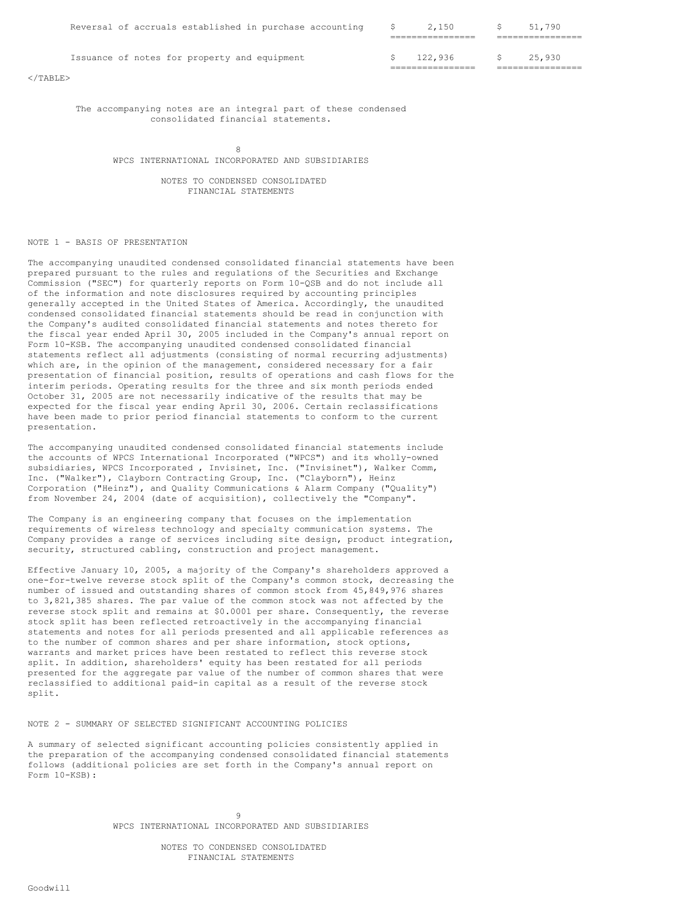| | | |
|---|---|---|
| Reversal of accruals established in purchase accounting | $ 2,150 | $ 51,790 |
| Issuance of notes for property and equipment | $ 122,936 | $ 25,930 |

The accompanying notes are an integral part of these condensed consolidated financial statements.

WPCS INTERNATIONAL INCORPORATED AND SUBSIDIARIES

NOTES TO CONDENSED CONSOLIDATED FINANCIAL STATEMENTS

## NOTE 1 - BASIS OF PRESENTATION

The accompanying unaudited condensed consolidated financial statements have been prepared pursuant to the rules and regulations of the Securities and Exchange Commission ("SEC") for quarterly reports on Form 10-QSB and do not include all of the information and note disclosures required by accounting principles generally accepted in the United States of America. Accordingly, the unaudited condensed consolidated financial statements should be read in conjunction with the Company's audited consolidated financial statements and notes thereto for the fiscal year ended April 30, 2005 included in the Company's annual report on Form 10-KSB. The accompanying unaudited condensed consolidated financial statements reflect all adjustments (consisting of normal recurring adjustments) which are, in the opinion of the management, considered necessary for a fair presentation of financial position, results of operations and cash flows for the interim periods. Operating results for the three and six month periods ended October 31, 2005 are not necessarily indicative of the results that may be expected for the fiscal year ending April 30, 2006. Certain reclassifications have been made to prior period financial statements to conform to the current presentation.

The accompanying unaudited condensed consolidated financial statements include the accounts of WPCS International Incorporated ("WPCS") and its wholly-owned subsidiaries, WPCS Incorporated , Invisinet, Inc. ("Invisinet"), Walker Comm, Inc. ("Walker"), Clayborn Contracting Group, Inc. ("Clayborn"), Heinz Corporation ("Heinz"), and Quality Communications & Alarm Company ("Quality") from November 24, 2004 (date of acquisition), collectively the "Company".

The Company is an engineering company that focuses on the implementation requirements of wireless technology and specialty communication systems. The Company provides a range of services including site design, product integration, security, structured cabling, construction and project management.

Effective January 10, 2005, a majority of the Company's shareholders approved a one-for-twelve reverse stock split of the Company's common stock, decreasing the number of issued and outstanding shares of common stock from 45,849,976 shares to 3,821,385 shares. The par value of the common stock was not affected by the reverse stock split and remains at $0.0001 per share. Consequently, the reverse stock split has been reflected retroactively in the accompanying financial statements and notes for all periods presented and all applicable references as to the number of common shares and per share information, stock options, warrants and market prices have been restated to reflect this reverse stock split. In addition, shareholders' equity has been restated for all periods presented for the aggregate par value of the number of common shares that were reclassified to additional paid-in capital as a result of the reverse stock split.

## NOTE 2 - SUMMARY OF SELECTED SIGNIFICANT ACCOUNTING POLICIES

A summary of selected significant accounting policies consistently applied in the preparation of the accompanying condensed consolidated financial statements follows (additional policies are set forth in the Company's annual report on Form 10-KSB):

WPCS INTERNATIONAL INCORPORATED AND SUBSIDIARIES

NOTES TO CONDENSED CONSOLIDATED FINANCIAL STATEMENTS

Goodwill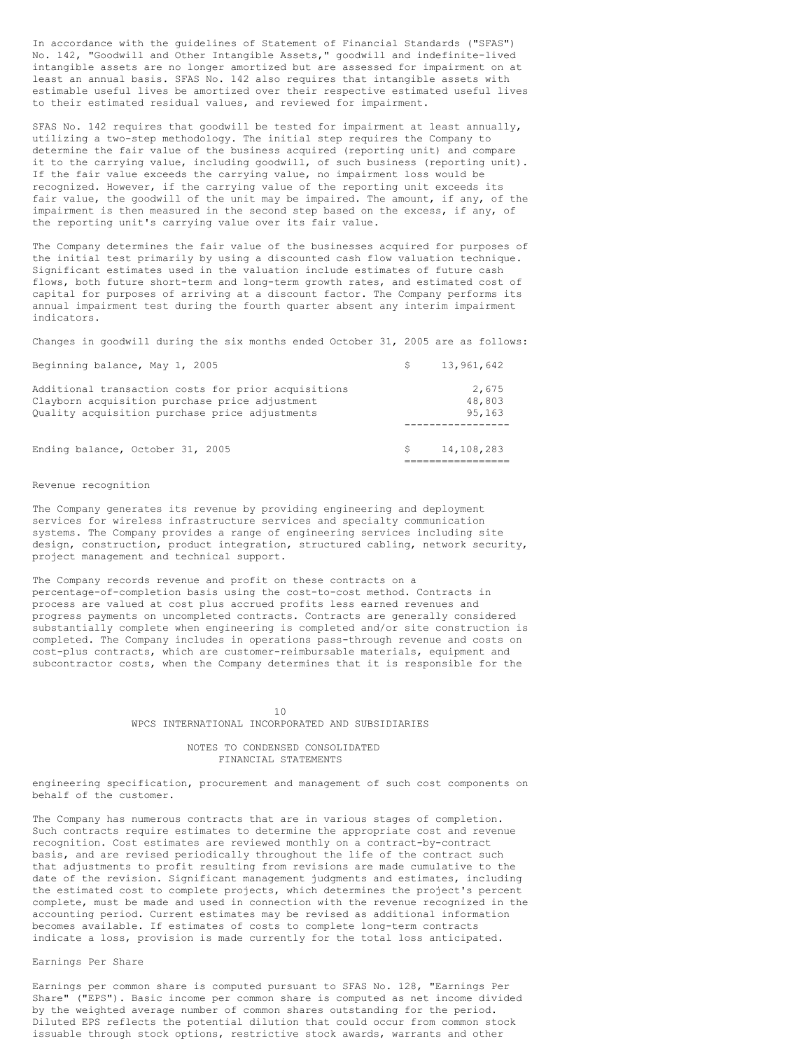In accordance with the guidelines of Statement of Financial Standards ("SFAS") No. 142, "Goodwill and Other Intangible Assets," goodwill and indefinite-lived intangible assets are no longer amortized but are assessed for impairment on at least an annual basis. SFAS No. 142 also requires that intangible assets with estimable useful lives be amortized over their respective estimated useful lives to their estimated residual values, and reviewed for impairment.

SFAS No. 142 requires that goodwill be tested for impairment at least annually, utilizing a two-step methodology. The initial step requires the Company to determine the fair value of the business acquired (reporting unit) and compare it to the carrying value, including goodwill, of such business (reporting unit). If the fair value exceeds the carrying value, no impairment loss would be recognized. However, if the carrying value of the reporting unit exceeds its fair value, the goodwill of the unit may be impaired. The amount, if any, of the impairment is then measured in the second step based on the excess, if any, of the reporting unit's carrying value over its fair value.

The Company determines the fair value of the businesses acquired for purposes of the initial test primarily by using a discounted cash flow valuation technique. Significant estimates used in the valuation include estimates of future cash flows, both future short-term and long-term growth rates, and estimated cost of capital for purposes of arriving at a discount factor. The Company performs its annual impairment test during the fourth quarter absent any interim impairment indicators.

Changes in goodwill during the six months ended October 31, 2005 are as follows:

| | |
|---|---|
| Beginning balance, May 1, 2005 | $ 13,961,642 |
| Additional transaction costs for prior acquisitions | 2,675 |
| Clayborn acquisition purchase price adjustment | 48,803 |
| Quality acquisition purchase price adjustments | 95,163 |
| Ending balance, October 31, 2005 | $ 14,108,283 |

Revenue recognition

The Company generates its revenue by providing engineering and deployment services for wireless infrastructure services and specialty communication systems. The Company provides a range of engineering services including site design, construction, product integration, structured cabling, network security, project management and technical support.

The Company records revenue and profit on these contracts on a percentage-of-completion basis using the cost-to-cost method. Contracts in process are valued at cost plus accrued profits less earned revenues and progress payments on uncompleted contracts. Contracts are generally considered substantially complete when engineering is completed and/or site construction is completed. The Company includes in operations pass-through revenue and costs on cost-plus contracts, which are customer-reimbursable materials, equipment and subcontractor costs, when the Company determines that it is responsible for the engineering specification, procurement and management of such cost components on behalf of the customer.

The Company has numerous contracts that are in various stages of completion. Such contracts require estimates to determine the appropriate cost and revenue recognition. Cost estimates are reviewed monthly on a contract-by-contract basis, and are revised periodically throughout the life of the contract such that adjustments to profit resulting from revisions are made cumulative to the date of the revision. Significant management judgments and estimates, including the estimated cost to complete projects, which determines the project's percent complete, must be made and used in connection with the revenue recognized in the accounting period. Current estimates may be revised as additional information becomes available. If estimates of costs to complete long-term contracts indicate a loss, provision is made currently for the total loss anticipated.

Earnings Per Share

Earnings per common share is computed pursuant to SFAS No. 128, "Earnings Per Share" ("EPS"). Basic income per common share is computed as net income divided by the weighted average number of common shares outstanding for the period. Diluted EPS reflects the potential dilution that could occur from common stock issuable through stock options, restrictive stock awards, warrants and other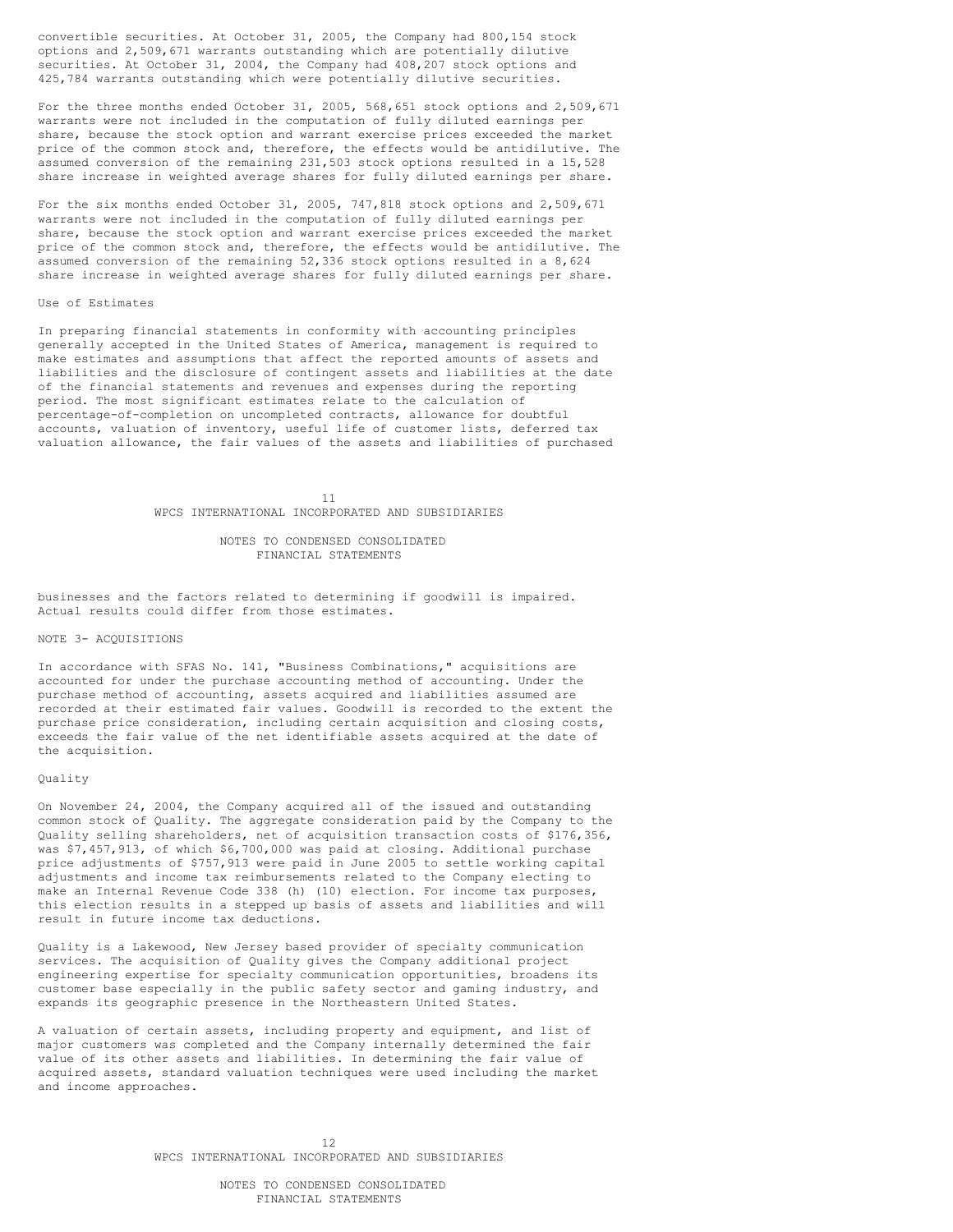convertible securities. At October 31, 2005, the Company had 800,154 stock options and 2,509,671 warrants outstanding which are potentially dilutive securities. At October 31, 2004, the Company had 408,207 stock options and 425,784 warrants outstanding which were potentially dilutive securities.

For the three months ended October 31, 2005, 568,651 stock options and 2,509,671 warrants were not included in the computation of fully diluted earnings per share, because the stock option and warrant exercise prices exceeded the market price of the common stock and, therefore, the effects would be antidilutive. The assumed conversion of the remaining 231,503 stock options resulted in a 15,528 share increase in weighted average shares for fully diluted earnings per share.

For the six months ended October 31, 2005, 747,818 stock options and 2,509,671 warrants were not included in the computation of fully diluted earnings per share, because the stock option and warrant exercise prices exceeded the market price of the common stock and, therefore, the effects would be antidilutive. The assumed conversion of the remaining 52,336 stock options resulted in a 8,624 share increase in weighted average shares for fully diluted earnings per share.

Use of Estimates

In preparing financial statements in conformity with accounting principles generally accepted in the United States of America, management is required to make estimates and assumptions that affect the reported amounts of assets and liabilities and the disclosure of contingent assets and liabilities at the date of the financial statements and revenues and expenses during the reporting period. The most significant estimates relate to the calculation of percentage-of-completion on uncompleted contracts, allowance for doubtful accounts, valuation of inventory, useful life of customer lists, deferred tax valuation allowance, the fair values of the assets and liabilities of purchased businesses and the factors related to determining if goodwill is impaired. Actual results could differ from those estimates.

## NOTE 3- ACQUISITIONS

In accordance with SFAS No. 141, "Business Combinations," acquisitions are accounted for under the purchase accounting method of accounting. Under the purchase method of accounting, assets acquired and liabilities assumed are recorded at their estimated fair values. Goodwill is recorded to the extent the purchase price consideration, including certain acquisition and closing costs, exceeds the fair value of the net identifiable assets acquired at the date of the acquisition.

Quality

On November 24, 2004, the Company acquired all of the issued and outstanding common stock of Quality. The aggregate consideration paid by the Company to the Quality selling shareholders, net of acquisition transaction costs of $176,356, was $7,457,913, of which $6,700,000 was paid at closing. Additional purchase price adjustments of $757,913 were paid in June 2005 to settle working capital adjustments and income tax reimbursements related to the Company electing to make an Internal Revenue Code 338 (h) (10) election. For income tax purposes, this election results in a stepped up basis of assets and liabilities and will result in future income tax deductions.

Quality is a Lakewood, New Jersey based provider of specialty communication services. The acquisition of Quality gives the Company additional project engineering expertise for specialty communication opportunities, broadens its customer base especially in the public safety sector and gaming industry, and expands its geographic presence in the Northeastern United States.

A valuation of certain assets, including property and equipment, and list of major customers was completed and the Company internally determined the fair value of its other assets and liabilities. In determining the fair value of acquired assets, standard valuation techniques were used including the market and income approaches.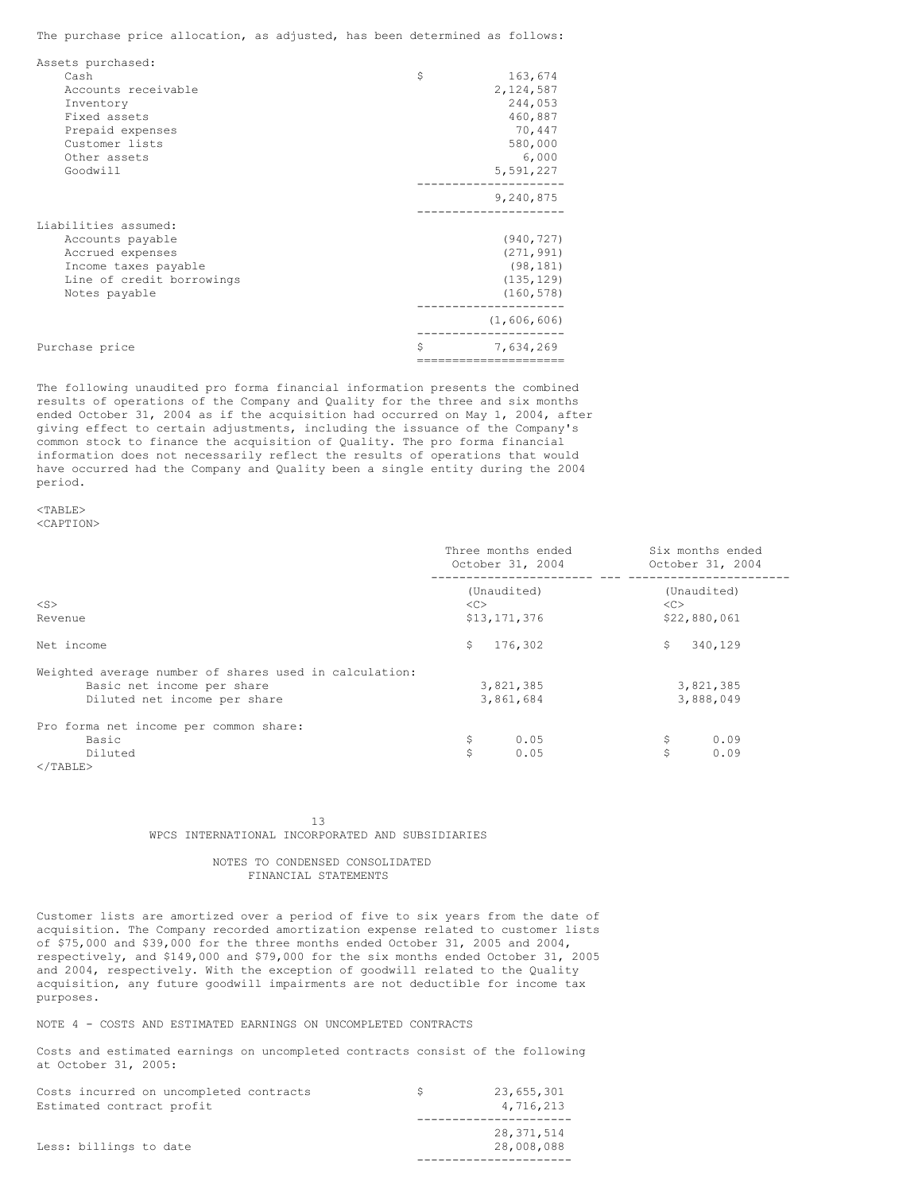The purchase price allocation, as adjusted, has been determined as follows:

| | |
|---|---|
| Assets purchased: | |
| Cash | $ 163,674 |
| Accounts receivable | 2,124,587 |
| Inventory | 244,053 |
| Fixed assets | 460,887 |
| Prepaid expenses | 70,447 |
| Customer lists | 580,000 |
| Other assets | 6,000 |
| Goodwill | 5,591,227 |
| | 9,240,875 |
| Liabilities assumed: | |
| Accounts payable | (940,727) |
| Accrued expenses | (271,991) |
| Income taxes payable | (98,181) |
| Line of credit borrowings | (135,129) |
| Notes payable | (160,578) |
| | (1,606,606) |
| Purchase price | $ 7,634,269 |

The following unaudited pro forma financial information presents the combined results of operations of the Company and Quality for the three and six months ended October 31, 2004 as if the acquisition had occurred on May 1, 2004, after giving effect to certain adjustments, including the issuance of the Company's common stock to finance the acquisition of Quality. The pro forma financial information does not necessarily reflect the results of operations that would have occurred had the Company and Quality been a single entity during the 2004 period.

| | Three months ended October 31, 2004 | Six months ended October 31, 2004 |
|---|---|---|
| | (Unaudited) | (Unaudited) |
| Revenue | $13,171,376 | $22,880,061 |
| Net income | $ 176,302 | $ 340,129 |
| Weighted average number of shares used in calculation: | | |
| Basic net income per share | 3,821,385 | 3,821,385 |
| Diluted net income per share | 3,861,684 | 3,888,049 |
| Pro forma net income per common share: | | |
| Basic | $ 0.05 | $ 0.09 |
| Diluted | $ 0.05 | $ 0.09 |

WPCS INTERNATIONAL INCORPORATED AND SUBSIDIARIES

NOTES TO CONDENSED CONSOLIDATED FINANCIAL STATEMENTS

Customer lists are amortized over a period of five to six years from the date of acquisition. The Company recorded amortization expense related to customer lists of $75,000 and $39,000 for the three months ended October 31, 2005 and 2004, respectively, and $149,000 and $79,000 for the six months ended October 31, 2005 and 2004, respectively. With the exception of goodwill related to the Quality acquisition, any future goodwill impairments are not deductible for income tax purposes.

## NOTE 4 - COSTS AND ESTIMATED EARNINGS ON UNCOMPLETED CONTRACTS

Costs and estimated earnings on uncompleted contracts consist of the following at October 31, 2005:

| | |
|---|---|
| Costs incurred on uncompleted contracts | $ 23,655,301 |
| Estimated contract profit | 4,716,213 |
| | 28,371,514 |
| Less: billings to date | 28,008,088 |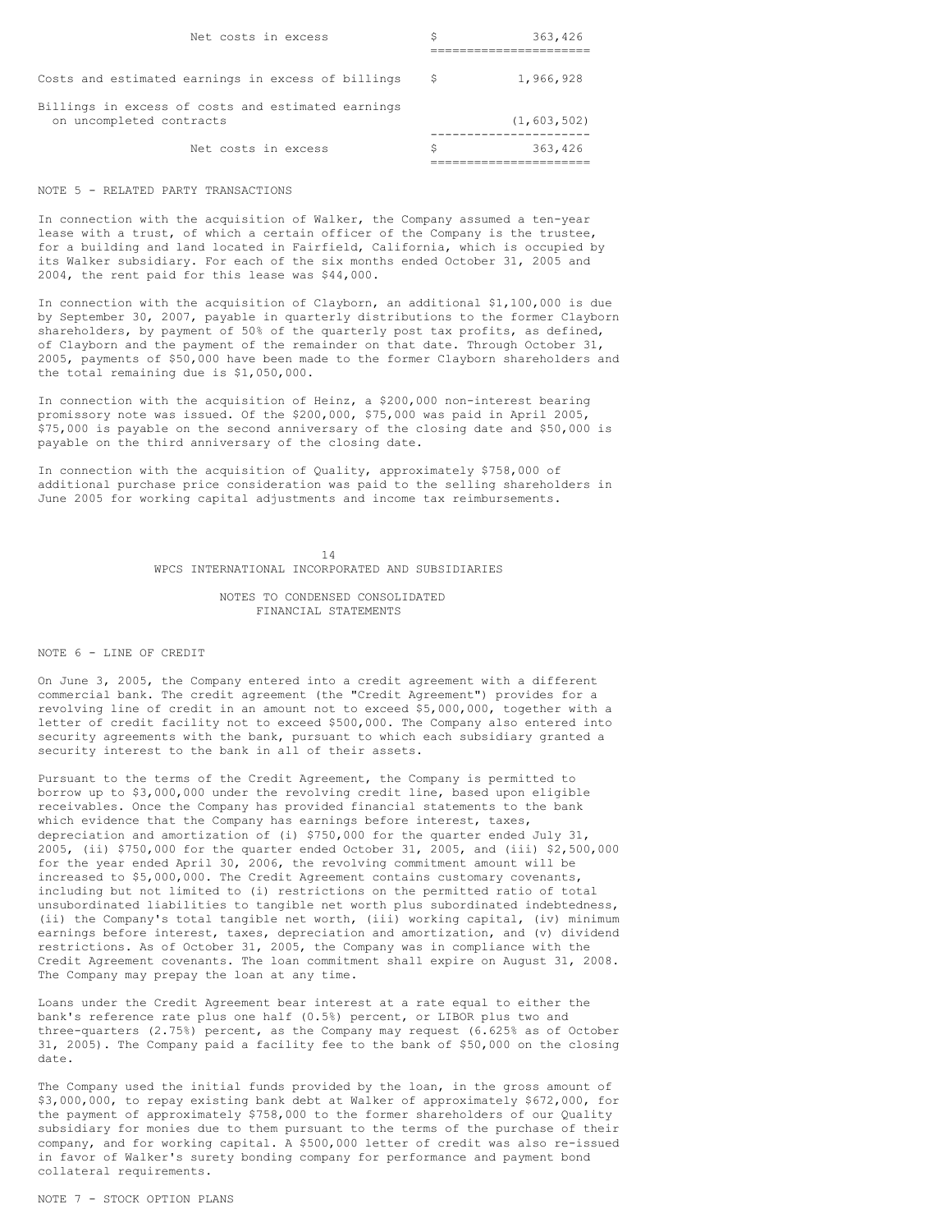| | |
|---|---|
| Net costs in excess | $ 363,426 |

| | |
|---|---|
| Costs and estimated earnings in excess of billings | $ 1,966,928 |
| Billings in excess of costs and estimated earnings on uncompleted contracts | (1,603,502) |
| Net costs in excess | $ 363,426 |

NOTE 5 - RELATED PARTY TRANSACTIONS

In connection with the acquisition of Walker, the Company assumed a ten-year lease with a trust, of which a certain officer of the Company is the trustee, for a building and land located in Fairfield, California, which is occupied by its Walker subsidiary. For each of the six months ended October 31, 2005 and 2004, the rent paid for this lease was $44,000.

In connection with the acquisition of Clayborn, an additional $1,100,000 is due by September 30, 2007, payable in quarterly distributions to the former Clayborn shareholders, by payment of 50% of the quarterly post tax profits, as defined, of Clayborn and the payment of the remainder on that date. Through October 31, 2005, payments of $50,000 have been made to the former Clayborn shareholders and the total remaining due is $1,050,000.

In connection with the acquisition of Heinz, a $200,000 non-interest bearing promissory note was issued. Of the $200,000, $75,000 was paid in April 2005, $75,000 is payable on the second anniversary of the closing date and $50,000 is payable on the third anniversary of the closing date.

In connection with the acquisition of Quality, approximately $758,000 of additional purchase price consideration was paid to the selling shareholders in June 2005 for working capital adjustments and income tax reimbursements.

WPCS INTERNATIONAL INCORPORATED AND SUBSIDIARIES

NOTES TO CONDENSED CONSOLIDATED FINANCIAL STATEMENTS

NOTE 6 - LINE OF CREDIT

On June 3, 2005, the Company entered into a credit agreement with a different commercial bank. The credit agreement (the "Credit Agreement") provides for a revolving line of credit in an amount not to exceed $5,000,000, together with a letter of credit facility not to exceed $500,000. The Company also entered into security agreements with the bank, pursuant to which each subsidiary granted a security interest to the bank in all of their assets.

Pursuant to the terms of the Credit Agreement, the Company is permitted to borrow up to $3,000,000 under the revolving credit line, based upon eligible receivables. Once the Company has provided financial statements to the bank which evidence that the Company has earnings before interest, taxes, depreciation and amortization of (i) $750,000 for the quarter ended July 31, 2005, (ii) $750,000 for the quarter ended October 31, 2005, and (iii) $2,500,000 for the year ended April 30, 2006, the revolving commitment amount will be increased to $5,000,000. The Credit Agreement contains customary covenants, including but not limited to (i) restrictions on the permitted ratio of total unsubordinated liabilities to tangible net worth plus subordinated indebtedness, (ii) the Company's total tangible net worth, (iii) working capital, (iv) minimum earnings before interest, taxes, depreciation and amortization, and (v) dividend restrictions. As of October 31, 2005, the Company was in compliance with the Credit Agreement covenants. The loan commitment shall expire on August 31, 2008. The Company may prepay the loan at any time.

Loans under the Credit Agreement bear interest at a rate equal to either the bank's reference rate plus one half (0.5%) percent, or LIBOR plus two and three-quarters (2.75%) percent, as the Company may request (6.625% as of October 31, 2005). The Company paid a facility fee to the bank of $50,000 on the closing date.

The Company used the initial funds provided by the loan, in the gross amount of $3,000,000, to repay existing bank debt at Walker of approximately $672,000, for the payment of approximately $758,000 to the former shareholders of our Quality subsidiary for monies due to them pursuant to the terms of the purchase of their company, and for working capital. A $500,000 letter of credit was also re-issued in favor of Walker's surety bonding company for performance and payment bond collateral requirements.

NOTE 7 - STOCK OPTION PLANS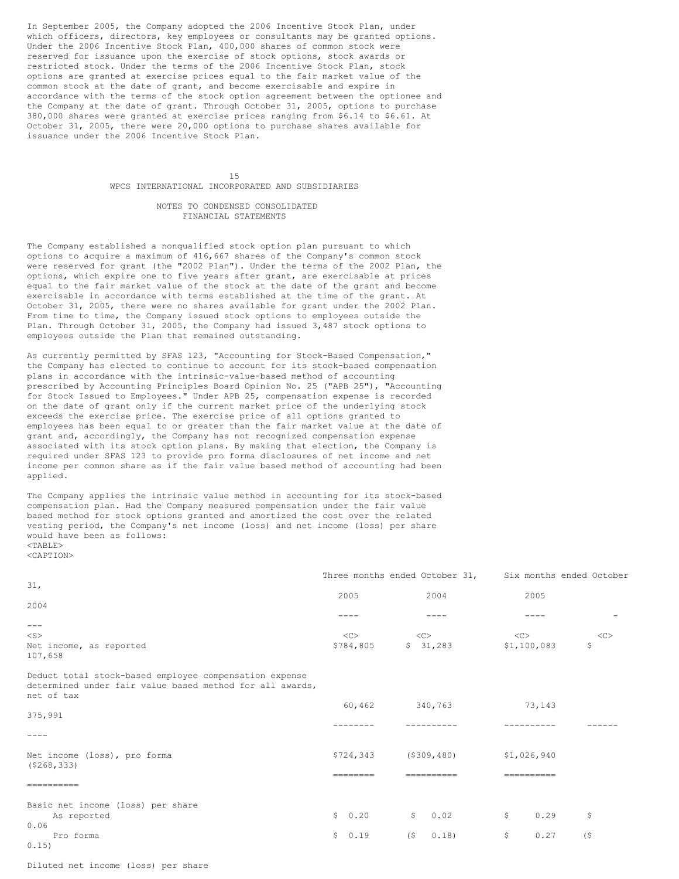In September 2005, the Company adopted the 2006 Incentive Stock Plan, under which officers, directors, key employees or consultants may be granted options. Under the 2006 Incentive Stock Plan, 400,000 shares of common stock were reserved for issuance upon the exercise of stock options, stock awards or restricted stock. Under the terms of the 2006 Incentive Stock Plan, stock options are granted at exercise prices equal to the fair market value of the common stock at the date of grant, and become exercisable and expire in accordance with the terms of the stock option agreement between the optionee and the Company at the date of grant. Through October 31, 2005, options to purchase 380,000 shares were granted at exercise prices ranging from $6.14 to $6.61. At October 31, 2005, there were 20,000 options to purchase shares available for issuance under the 2006 Incentive Stock Plan.

WPCS INTERNATIONAL INCORPORATED AND SUBSIDIARIES

NOTES TO CONDENSED CONSOLIDATED FINANCIAL STATEMENTS

The Company established a nonqualified stock option plan pursuant to which options to acquire a maximum of 416,667 shares of the Company's common stock were reserved for grant (the "2002 Plan"). Under the terms of the 2002 Plan, the options, which expire one to five years after grant, are exercisable at prices equal to the fair market value of the stock at the date of the grant and become exercisable in accordance with terms established at the time of the grant. At October 31, 2005, there were no shares available for grant under the 2002 Plan. From time to time, the Company issued stock options to employees outside the Plan. Through October 31, 2005, the Company had issued 3,487 stock options to employees outside the Plan that remained outstanding.

As currently permitted by SFAS 123, "Accounting for Stock-Based Compensation," the Company has elected to continue to account for its stock-based compensation plans in accordance with the intrinsic-value-based method of accounting prescribed by Accounting Principles Board Opinion No. 25 ("APB 25"), "Accounting for Stock Issued to Employees." Under APB 25, compensation expense is recorded on the date of grant only if the current market price of the underlying stock exceeds the exercise price. The exercise price of all options granted to employees has been equal to or greater than the fair market value at the date of grant and, accordingly, the Company has not recognized compensation expense associated with its stock option plans. By making that election, the Company is required under SFAS 123 to provide pro forma disclosures of net income and net income per common share as if the fair value based method of accounting had been applied.

The Company applies the intrinsic value method in accounting for its stock-based compensation plan. Had the Company measured compensation under the fair value based method for stock options granted and amortized the cost over the related vesting period, the Company's net income (loss) and net income (loss) per share would have been as follows:

| | Three months ended October 31, | | Six months ended October 31, | |
|---|---|---|---|---|
| | 2005 | 2004 | 2005 | 2004 |
| Net income, as reported | $784,805 | $ 31,283 | $1,100,083 | $ 107,658 |
| Deduct total stock-based employee compensation expense determined under fair value based method for all awards, net of tax | 60,462 | 340,763 | 73,143 | 375,991 |
| Net income (loss), pro forma | $724,343 | ($309,480) | $1,026,940 | ($268,333) |
| Basic net income (loss) per share | | | | |
| As reported | $ 0.20 | $ 0.02 | $ 0.29 | $ 0.06 |
| Pro forma | $ 0.19 | ($ 0.18) | $ 0.27 | ($ 0.15) |

Diluted net income (loss) per share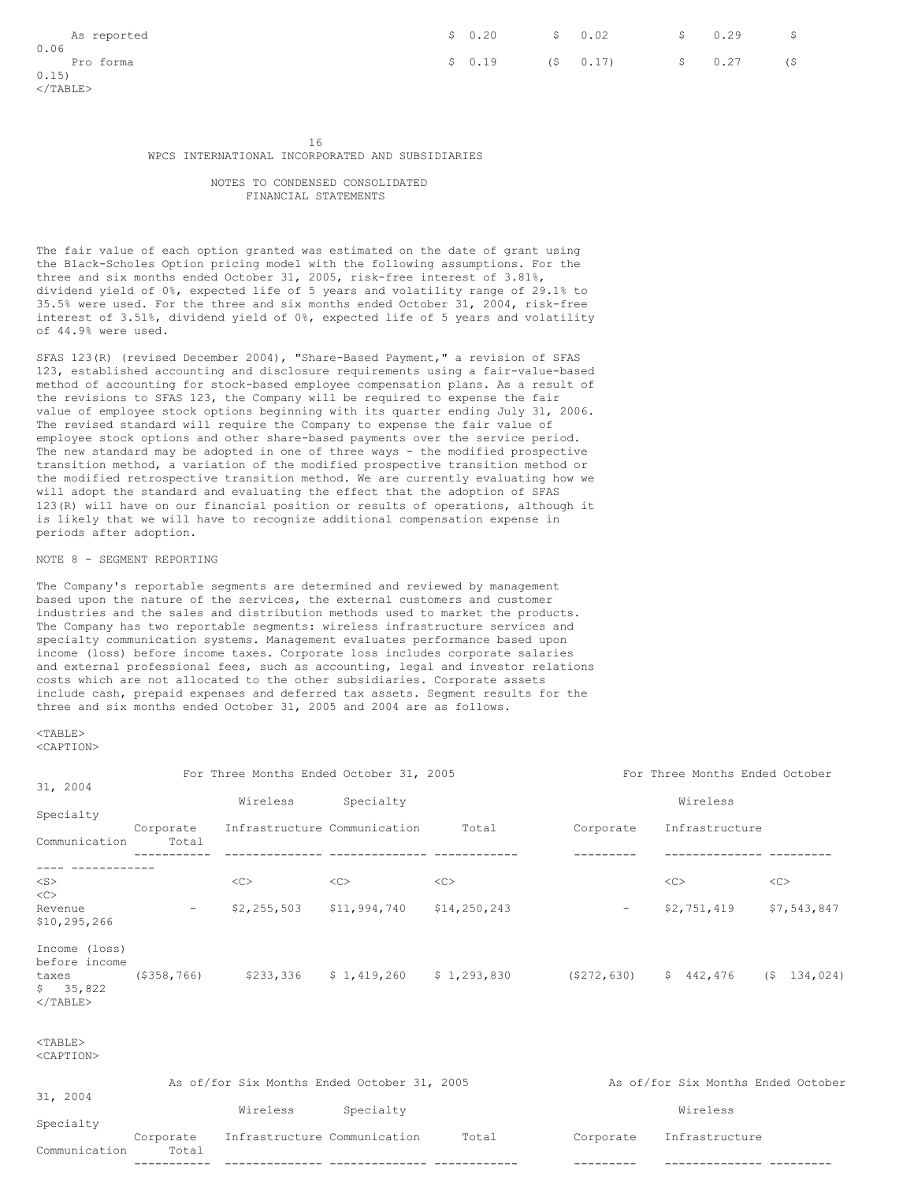| | | | | |
|---|---|---|---|---|
| As reported | $ 0.20 | $ 0.02 | $ 0.29 | $ 0.06 |
| Pro forma | $ 0.19 | ($ 0.17) | $ 0.27 | ($ 0.15) |

WPCS INTERNATIONAL INCORPORATED AND SUBSIDIARIES

NOTES TO CONDENSED CONSOLIDATED FINANCIAL STATEMENTS

The fair value of each option granted was estimated on the date of grant using the Black-Scholes Option pricing model with the following assumptions. For the three and six months ended October 31, 2005, risk-free interest of 3.81%, dividend yield of 0%, expected life of 5 years and volatility range of 29.1% to 35.5% were used. For the three and six months ended October 31, 2004, risk-free interest of 3.51%, dividend yield of 0%, expected life of 5 years and volatility of 44.9% were used.

SFAS 123(R) (revised December 2004), "Share-Based Payment," a revision of SFAS 123, established accounting and disclosure requirements using a fair-value-based method of accounting for stock-based employee compensation plans. As a result of the revisions to SFAS 123, the Company will be required to expense the fair value of employee stock options beginning with its quarter ending July 31, 2006. The revised standard will require the Company to expense the fair value of employee stock options and other share-based payments over the service period. The new standard may be adopted in one of three ways - the modified prospective transition method, a variation of the modified prospective transition method or the modified retrospective transition method. We are currently evaluating how we will adopt the standard and evaluating the effect that the adoption of SFAS 123(R) will have on our financial position or results of operations, although it is likely that we will have to recognize additional compensation expense in periods after adoption.

NOTE 8 - SEGMENT REPORTING

The Company's reportable segments are determined and reviewed by management based upon the nature of the services, the external customers and customer industries and the sales and distribution methods used to market the products. The Company has two reportable segments: wireless infrastructure services and specialty communication systems. Management evaluates performance based upon income (loss) before income taxes. Corporate loss includes corporate salaries and external professional fees, such as accounting, legal and investor relations costs which are not allocated to the other subsidiaries. Corporate assets include cash, prepaid expenses and deferred tax assets. Segment results for the three and six months ended October 31, 2005 and 2004 are as follows.

| | For Three Months Ended October 31, 2005 | | | | For Three Months Ended October 31, 2004 | | | |
|---|---|---|---|---|---|---|---|---|
| | Corporate | Wireless Infrastructure | Specialty Communication | Total | Corporate | Wireless Infrastructure | Specialty Communication | Total |
| Revenue | - | $2,255,503 | $11,994,740 | $14,250,243 | - | $2,751,419 | $7,543,847 | $10,295,266 |
| Income (loss) before income taxes | ($358,766) | $233,336 | $ 1,419,260 | $ 1,293,830 | ($272,630) | $ 442,476 | ($ 134,024) | $ 35,822 |

| | As of/for Six Months Ended October 31, 2005 | | | | As of/for Six Months Ended October 31, 2004 | | | |
|---|---|---|---|---|---|---|---|---|
| | Corporate | Wireless Infrastructure | Specialty Communication | Total | Corporate | Wireless Infrastructure | Specialty Communication | Total |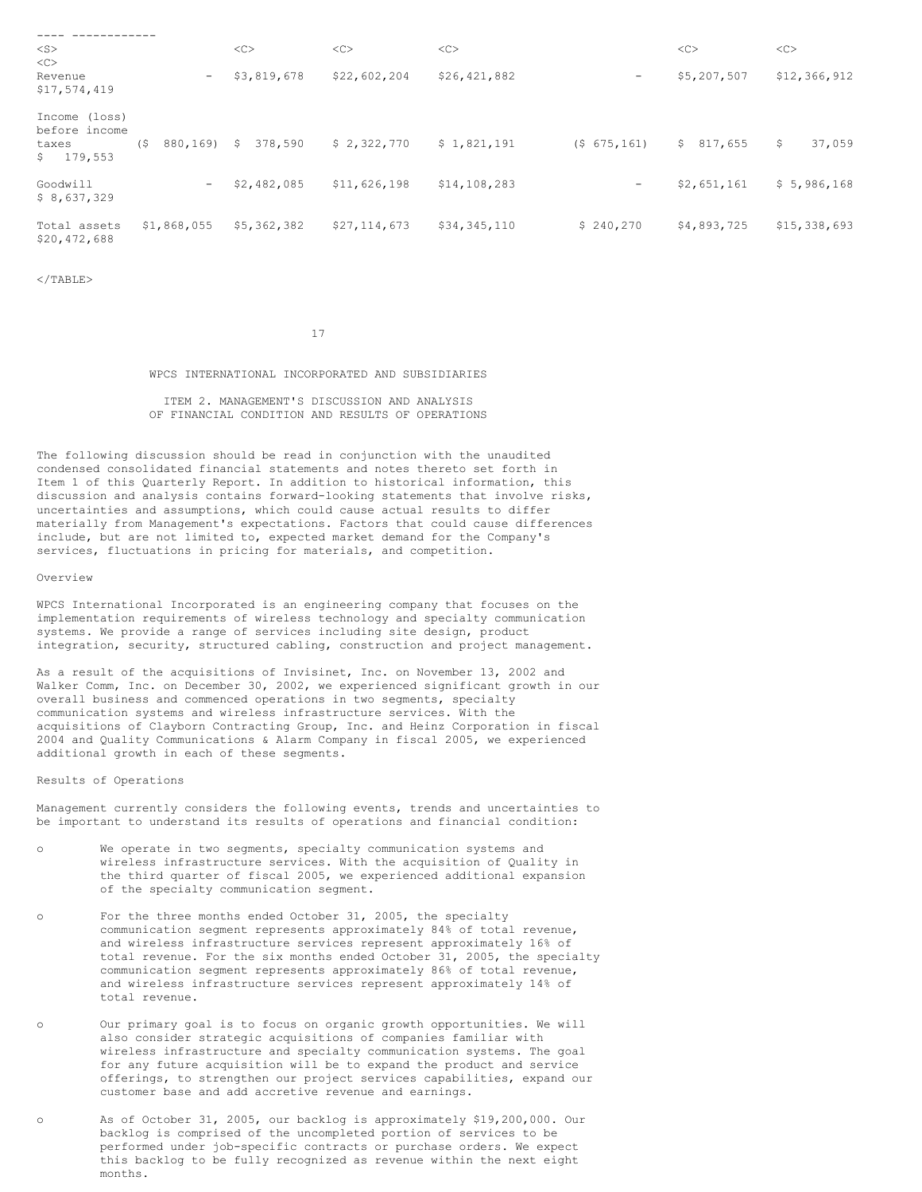| | | | | | | | |
|---|---|---|---|---|---|---|---|
| Revenue | - | $3,819,678 | $22,602,204 | $26,421,882 | - | $5,207,507 | $12,366,912 | $17,574,419 |
| Income (loss) before income taxes | ($ 880,169) | $ 378,590 | $ 2,322,770 | $ 1,821,191 | ($ 675,161) | $ 817,655 | $ 37,059 | $ 179,553 |
| Goodwill | - | $2,482,085 | $11,626,198 | $14,108,283 | - | $2,651,161 | $ 5,986,168 | $ 8,637,329 |
| Total assets | $1,868,055 | $5,362,382 | $27,114,673 | $34,345,110 | $ 240,270 | $4,893,725 | $15,338,693 | $20,472,688 |

WPCS INTERNATIONAL INCORPORATED AND SUBSIDIARIES

## ITEM 2. MANAGEMENT'S DISCUSSION AND ANALYSIS OF FINANCIAL CONDITION AND RESULTS OF OPERATIONS

The following discussion should be read in conjunction with the unaudited condensed consolidated financial statements and notes thereto set forth in Item 1 of this Quarterly Report. In addition to historical information, this discussion and analysis contains forward-looking statements that involve risks, uncertainties and assumptions, which could cause actual results to differ materially from Management's expectations. Factors that could cause differences include, but are not limited to, expected market demand for the Company's services, fluctuations in pricing for materials, and competition.

### Overview

WPCS International Incorporated is an engineering company that focuses on the implementation requirements of wireless technology and specialty communication systems. We provide a range of services including site design, product integration, security, structured cabling, construction and project management.

As a result of the acquisitions of Invisinet, Inc. on November 13, 2002 and Walker Comm, Inc. on December 30, 2002, we experienced significant growth in our overall business and commenced operations in two segments, specialty communication systems and wireless infrastructure services. With the acquisitions of Clayborn Contracting Group, Inc. and Heinz Corporation in fiscal 2004 and Quality Communications & Alarm Company in fiscal 2005, we experienced additional growth in each of these segments.

### Results of Operations

Management currently considers the following events, trends and uncertainties to be important to understand its results of operations and financial condition:

- We operate in two segments, specialty communication systems and wireless infrastructure services. With the acquisition of Quality in the third quarter of fiscal 2005, we experienced additional expansion of the specialty communication segment.
- For the three months ended October 31, 2005, the specialty communication segment represents approximately 84% of total revenue, and wireless infrastructure services represent approximately 16% of total revenue. For the six months ended October 31, 2005, the specialty communication segment represents approximately 86% of total revenue, and wireless infrastructure services represent approximately 14% of total revenue.
- Our primary goal is to focus on organic growth opportunities. We will also consider strategic acquisitions of companies familiar with wireless infrastructure and specialty communication systems. The goal for any future acquisition will be to expand the product and service offerings, to strengthen our project services capabilities, expand our customer base and add accretive revenue and earnings.
- As of October 31, 2005, our backlog is approximately $19,200,000. Our backlog is comprised of the uncompleted portion of services to be performed under job-specific contracts or purchase orders. We expect this backlog to be fully recognized as revenue within the next eight months.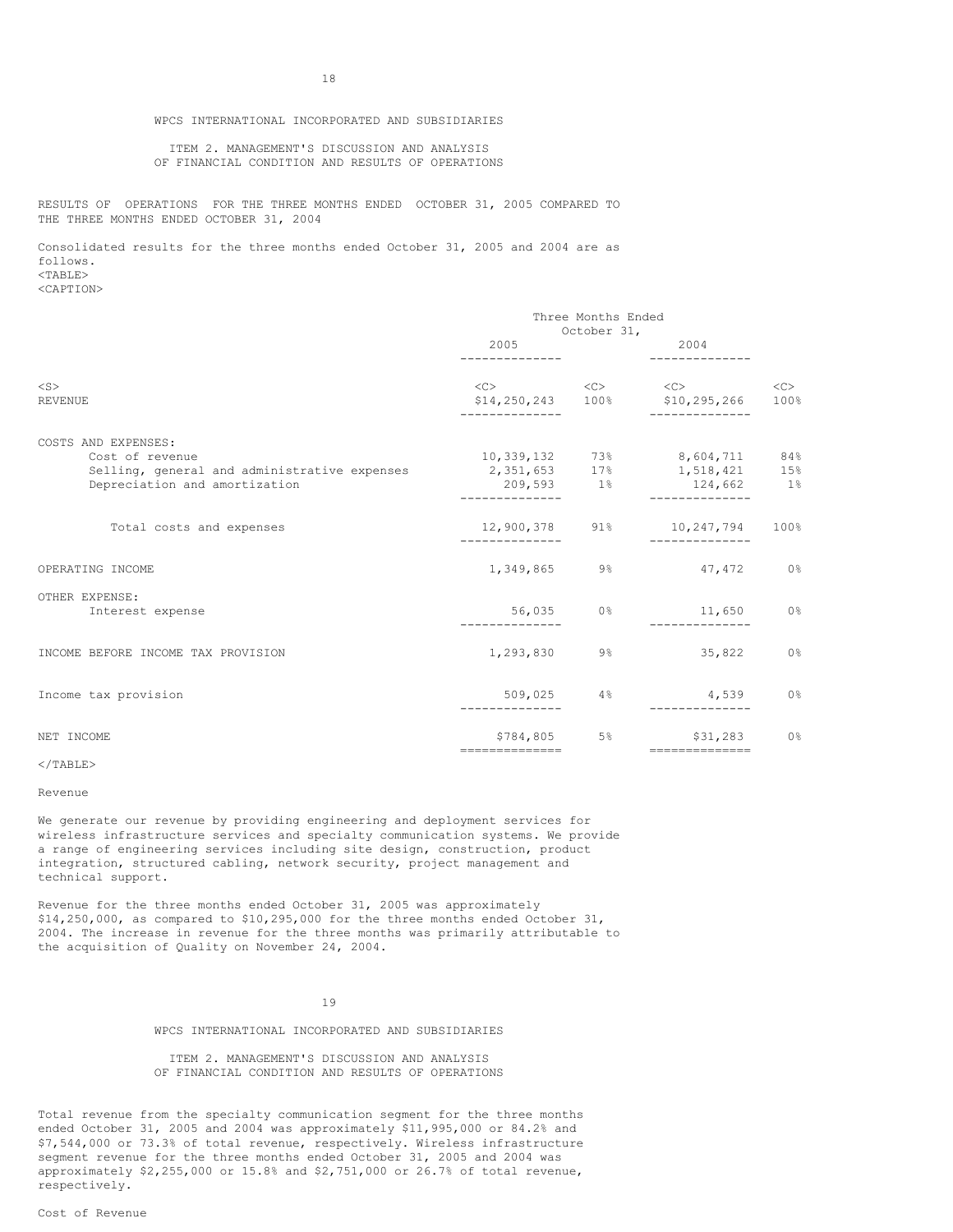WPCS INTERNATIONAL INCORPORATED AND SUBSIDIARIES

ITEM 2. MANAGEMENT'S DISCUSSION AND ANALYSIS OF FINANCIAL CONDITION AND RESULTS OF OPERATIONS

RESULTS OF OPERATIONS FOR THE THREE MONTHS ENDED OCTOBER 31, 2005 COMPARED TO THE THREE MONTHS ENDED OCTOBER 31, 2004

Consolidated results for the three months ended October 31, 2005 and 2004 are as follows.

| | Three Months Ended October 31, | | | |
|---|---|---|---|---|
| | 2005 | | 2004 | |
| REVENUE | $14,250,243 | 100% | $10,295,266 | 100% |
| COSTS AND EXPENSES: | | | | |
| Cost of revenue | 10,339,132 | 73% | 8,604,711 | 84% |
| Selling, general and administrative expenses | 2,351,653 | 17% | 1,518,421 | 15% |
| Depreciation and amortization | 209,593 | 1% | 124,662 | 1% |
| Total costs and expenses | 12,900,378 | 91% | 10,247,794 | 100% |
| OPERATING INCOME | 1,349,865 | 9% | 47,472 | 0% |
| OTHER EXPENSE: | | | | |
| Interest expense | 56,035 | 0% | 11,650 | 0% |
| INCOME BEFORE INCOME TAX PROVISION | 1,293,830 | 9% | 35,822 | 0% |
| Income tax provision | 509,025 | 4% | 4,539 | 0% |
| NET INCOME | $784,805 | 5% | $31,283 | 0% |

Revenue

We generate our revenue by providing engineering and deployment services for wireless infrastructure services and specialty communication systems. We provide a range of engineering services including site design, construction, product integration, structured cabling, network security, project management and technical support.

Revenue for the three months ended October 31, 2005 was approximately $14,250,000, as compared to $10,295,000 for the three months ended October 31, 2004. The increase in revenue for the three months was primarily attributable to the acquisition of Quality on November 24, 2004.

Total revenue from the specialty communication segment for the three months ended October 31, 2005 and 2004 was approximately $11,995,000 or 84.2% and $7,544,000 or 73.3% of total revenue, respectively. Wireless infrastructure segment revenue for the three months ended October 31, 2005 and 2004 was approximately $2,255,000 or 15.8% and $2,751,000 or 26.7% of total revenue, respectively.

Cost of Revenue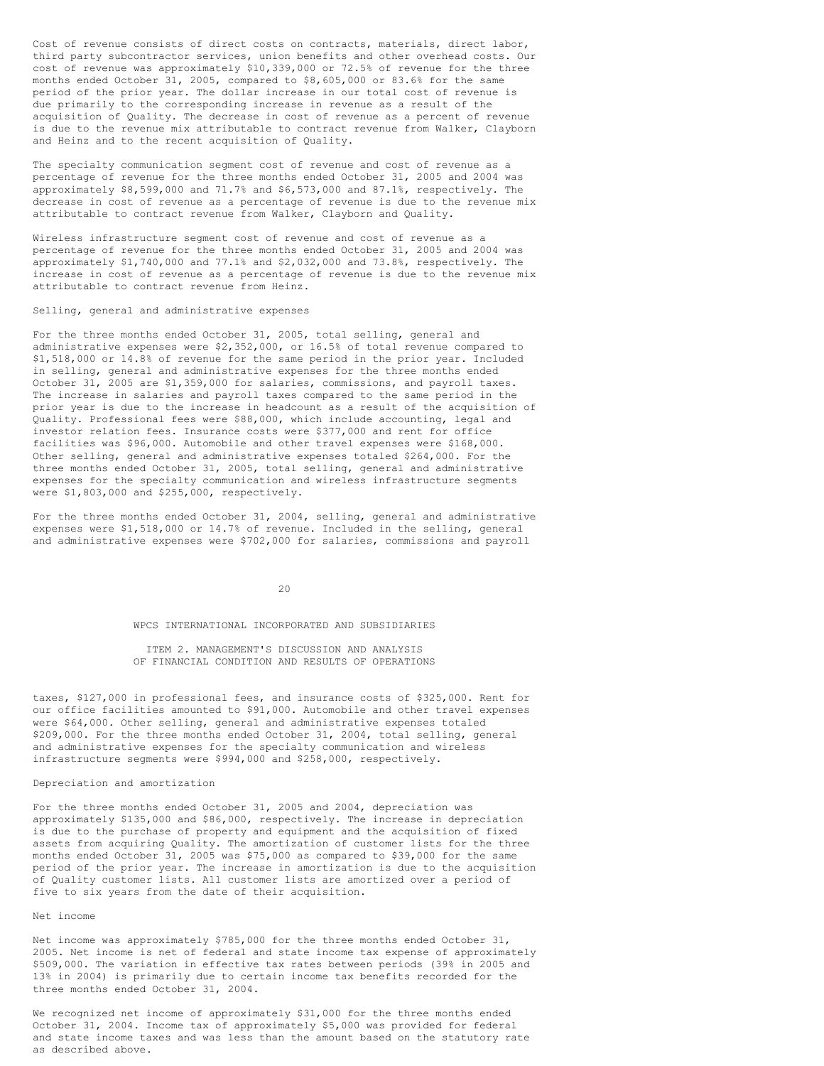Cost of revenue consists of direct costs on contracts, materials, direct labor, third party subcontractor services, union benefits and other overhead costs. Our cost of revenue was approximately $10,339,000 or 72.5% of revenue for the three months ended October 31, 2005, compared to $8,605,000 or 83.6% for the same period of the prior year. The dollar increase in our total cost of revenue is due primarily to the corresponding increase in revenue as a result of the acquisition of Quality. The decrease in cost of revenue as a percent of revenue is due to the revenue mix attributable to contract revenue from Walker, Clayborn and Heinz and to the recent acquisition of Quality.

The specialty communication segment cost of revenue and cost of revenue as a percentage of revenue for the three months ended October 31, 2005 and 2004 was approximately $8,599,000 and 71.7% and $6,573,000 and 87.1%, respectively. The decrease in cost of revenue as a percentage of revenue is due to the revenue mix attributable to contract revenue from Walker, Clayborn and Quality.

Wireless infrastructure segment cost of revenue and cost of revenue as a percentage of revenue for the three months ended October 31, 2005 and 2004 was approximately $1,740,000 and 77.1% and $2,032,000 and 73.8%, respectively. The increase in cost of revenue as a percentage of revenue is due to the revenue mix attributable to contract revenue from Heinz.

Selling, general and administrative expenses

For the three months ended October 31, 2005, total selling, general and administrative expenses were $2,352,000, or 16.5% of total revenue compared to $1,518,000 or 14.8% of revenue for the same period in the prior year. Included in selling, general and administrative expenses for the three months ended October 31, 2005 are $1,359,000 for salaries, commissions, and payroll taxes. The increase in salaries and payroll taxes compared to the same period in the prior year is due to the increase in headcount as a result of the acquisition of Quality. Professional fees were $88,000, which include accounting, legal and investor relation fees. Insurance costs were $377,000 and rent for office facilities was $96,000. Automobile and other travel expenses were $168,000. Other selling, general and administrative expenses totaled $264,000. For the three months ended October 31, 2005, total selling, general and administrative expenses for the specialty communication and wireless infrastructure segments were $1,803,000 and $255,000, respectively.

For the three months ended October 31, 2004, selling, general and administrative expenses were $1,518,000 or 14.7% of revenue. Included in the selling, general and administrative expenses were $702,000 for salaries, commissions and payroll taxes, $127,000 in professional fees, and insurance costs of $325,000. Rent for our office facilities amounted to $91,000. Automobile and other travel expenses were $64,000. Other selling, general and administrative expenses totaled $209,000. For the three months ended October 31, 2004, total selling, general and administrative expenses for the specialty communication and wireless infrastructure segments were $994,000 and $258,000, respectively.

Depreciation and amortization

For the three months ended October 31, 2005 and 2004, depreciation was approximately $135,000 and $86,000, respectively. The increase in depreciation is due to the purchase of property and equipment and the acquisition of fixed assets from acquiring Quality. The amortization of customer lists for the three months ended October 31, 2005 was $75,000 as compared to $39,000 for the same period of the prior year. The increase in amortization is due to the acquisition of Quality customer lists. All customer lists are amortized over a period of five to six years from the date of their acquisition.

Net income

Net income was approximately $785,000 for the three months ended October 31, 2005. Net income is net of federal and state income tax expense of approximately $509,000. The variation in effective tax rates between periods (39% in 2005 and 13% in 2004) is primarily due to certain income tax benefits recorded for the three months ended October 31, 2004.

We recognized net income of approximately $31,000 for the three months ended October 31, 2004. Income tax of approximately $5,000 was provided for federal and state income taxes and was less than the amount based on the statutory rate as described above.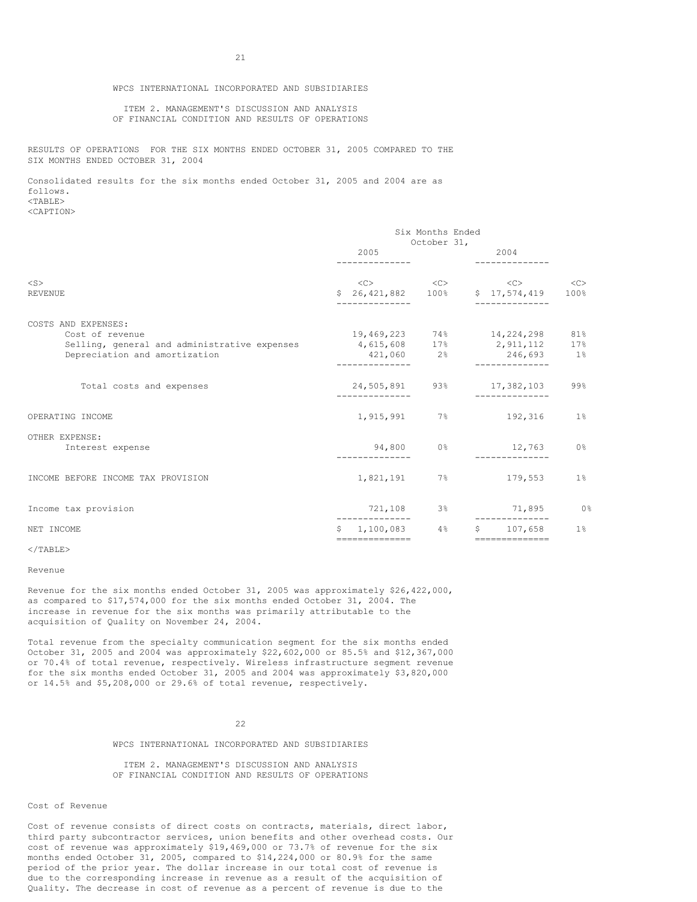WPCS INTERNATIONAL INCORPORATED AND SUBSIDIARIES

ITEM 2. MANAGEMENT'S DISCUSSION AND ANALYSIS OF FINANCIAL CONDITION AND RESULTS OF OPERATIONS

RESULTS OF OPERATIONS FOR THE SIX MONTHS ENDED OCTOBER 31, 2005 COMPARED TO THE SIX MONTHS ENDED OCTOBER 31, 2004

Consolidated results for the six months ended October 31, 2005 and 2004 are as follows.

| | Six Months Ended October 31, | | | |
|---|---|---|---|---|
| | 2005 | | 2004 | |
| REVENUE | $ 26,421,882 | 100% | $ 17,574,419 | 100% |
| COSTS AND EXPENSES: | | | | |
| Cost of revenue | 19,469,223 | 74% | 14,224,298 | 81% |
| Selling, general and administrative expenses | 4,615,608 | 17% | 2,911,112 | 17% |
| Depreciation and amortization | 421,060 | 2% | 246,693 | 1% |
| Total costs and expenses | 24,505,891 | 93% | 17,382,103 | 99% |
| OPERATING INCOME | 1,915,991 | 7% | 192,316 | 1% |
| OTHER EXPENSE: | | | | |
| Interest expense | 94,800 | 0% | 12,763 | 0% |
| INCOME BEFORE INCOME TAX PROVISION | 1,821,191 | 7% | 179,553 | 1% |
| Income tax provision | 721,108 | 3% | 71,895 | 0% |
| NET INCOME | $ 1,100,083 | 4% | $ 107,658 | 1% |

Revenue

Revenue for the six months ended October 31, 2005 was approximately $26,422,000, as compared to $17,574,000 for the six months ended October 31, 2004. The increase in revenue for the six months was primarily attributable to the acquisition of Quality on November 24, 2004.

Total revenue from the specialty communication segment for the six months ended October 31, 2005 and 2004 was approximately $22,602,000 or 85.5% and $12,367,000 or 70.4% of total revenue, respectively. Wireless infrastructure segment revenue for the six months ended October 31, 2005 and 2004 was approximately $3,820,000 or 14.5% and $5,208,000 or 29.6% of total revenue, respectively.

Cost of Revenue

Cost of revenue consists of direct costs on contracts, materials, direct labor, third party subcontractor services, union benefits and other overhead costs. Our cost of revenue was approximately $19,469,000 or 73.7% of revenue for the six months ended October 31, 2005, compared to $14,224,000 or 80.9% for the same period of the prior year. The dollar increase in our total cost of revenue is due to the corresponding increase in revenue as a result of the acquisition of Quality. The decrease in cost of revenue as a percent of revenue is due to the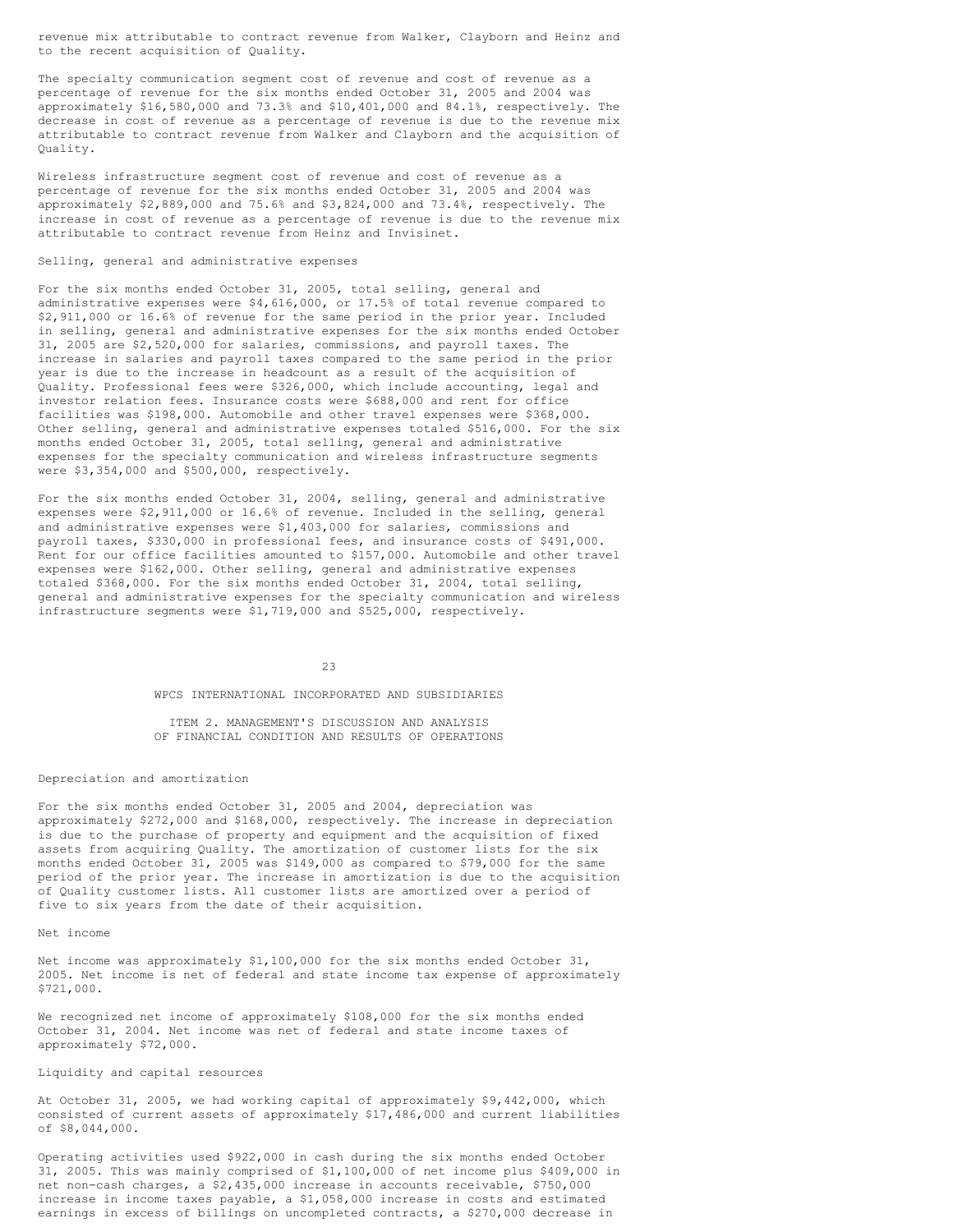revenue mix attributable to contract revenue from Walker, Clayborn and Heinz and to the recent acquisition of Quality.

The specialty communication segment cost of revenue and cost of revenue as a percentage of revenue for the six months ended October 31, 2005 and 2004 was approximately $16,580,000 and 73.3% and $10,401,000 and 84.1%, respectively. The decrease in cost of revenue as a percentage of revenue is due to the revenue mix attributable to contract revenue from Walker and Clayborn and the acquisition of Quality.

Wireless infrastructure segment cost of revenue and cost of revenue as a percentage of revenue for the six months ended October 31, 2005 and 2004 was approximately $2,889,000 and 75.6% and $3,824,000 and 73.4%, respectively. The increase in cost of revenue as a percentage of revenue is due to the revenue mix attributable to contract revenue from Heinz and Invisinet.

### Selling, general and administrative expenses

For the six months ended October 31, 2005, total selling, general and administrative expenses were $4,616,000, or 17.5% of total revenue compared to $2,911,000 or 16.6% of revenue for the same period in the prior year. Included in selling, general and administrative expenses for the six months ended October 31, 2005 are $2,520,000 for salaries, commissions, and payroll taxes. The increase in salaries and payroll taxes compared to the same period in the prior year is due to the increase in headcount as a result of the acquisition of Quality. Professional fees were $326,000, which include accounting, legal and investor relation fees. Insurance costs were $688,000 and rent for office facilities was $198,000. Automobile and other travel expenses were $368,000. Other selling, general and administrative expenses totaled $516,000. For the six months ended October 31, 2005, total selling, general and administrative expenses for the specialty communication and wireless infrastructure segments were $3,354,000 and $500,000, respectively.

For the six months ended October 31, 2004, selling, general and administrative expenses were $2,911,000 or 16.6% of revenue. Included in the selling, general and administrative expenses were $1,403,000 for salaries, commissions and payroll taxes, $330,000 in professional fees, and insurance costs of $491,000. Rent for our office facilities amounted to $157,000. Automobile and other travel expenses were $162,000. Other selling, general and administrative expenses totaled $368,000. For the six months ended October 31, 2004, total selling, general and administrative expenses for the specialty communication and wireless infrastructure segments were $1,719,000 and $525,000, respectively.

### Depreciation and amortization

For the six months ended October 31, 2005 and 2004, depreciation was approximately $272,000 and $168,000, respectively. The increase in depreciation is due to the purchase of property and equipment and the acquisition of fixed assets from acquiring Quality. The amortization of customer lists for the six months ended October 31, 2005 was $149,000 as compared to $79,000 for the same period of the prior year. The increase in amortization is due to the acquisition of Quality customer lists. All customer lists are amortized over a period of five to six years from the date of their acquisition.

### Net income

Net income was approximately $1,100,000 for the six months ended October 31, 2005. Net income is net of federal and state income tax expense of approximately $721,000.

We recognized net income of approximately $108,000 for the six months ended October 31, 2004. Net income was net of federal and state income taxes of approximately $72,000.

### Liquidity and capital resources

At October 31, 2005, we had working capital of approximately $9,442,000, which consisted of current assets of approximately $17,486,000 and current liabilities of $8,044,000.

Operating activities used $922,000 in cash during the six months ended October 31, 2005. This was mainly comprised of $1,100,000 of net income plus $409,000 in net non-cash charges, a $2,435,000 increase in accounts receivable, $750,000 increase in income taxes payable, a $1,058,000 increase in costs and estimated earnings in excess of billings on uncompleted contracts, a $270,000 decrease in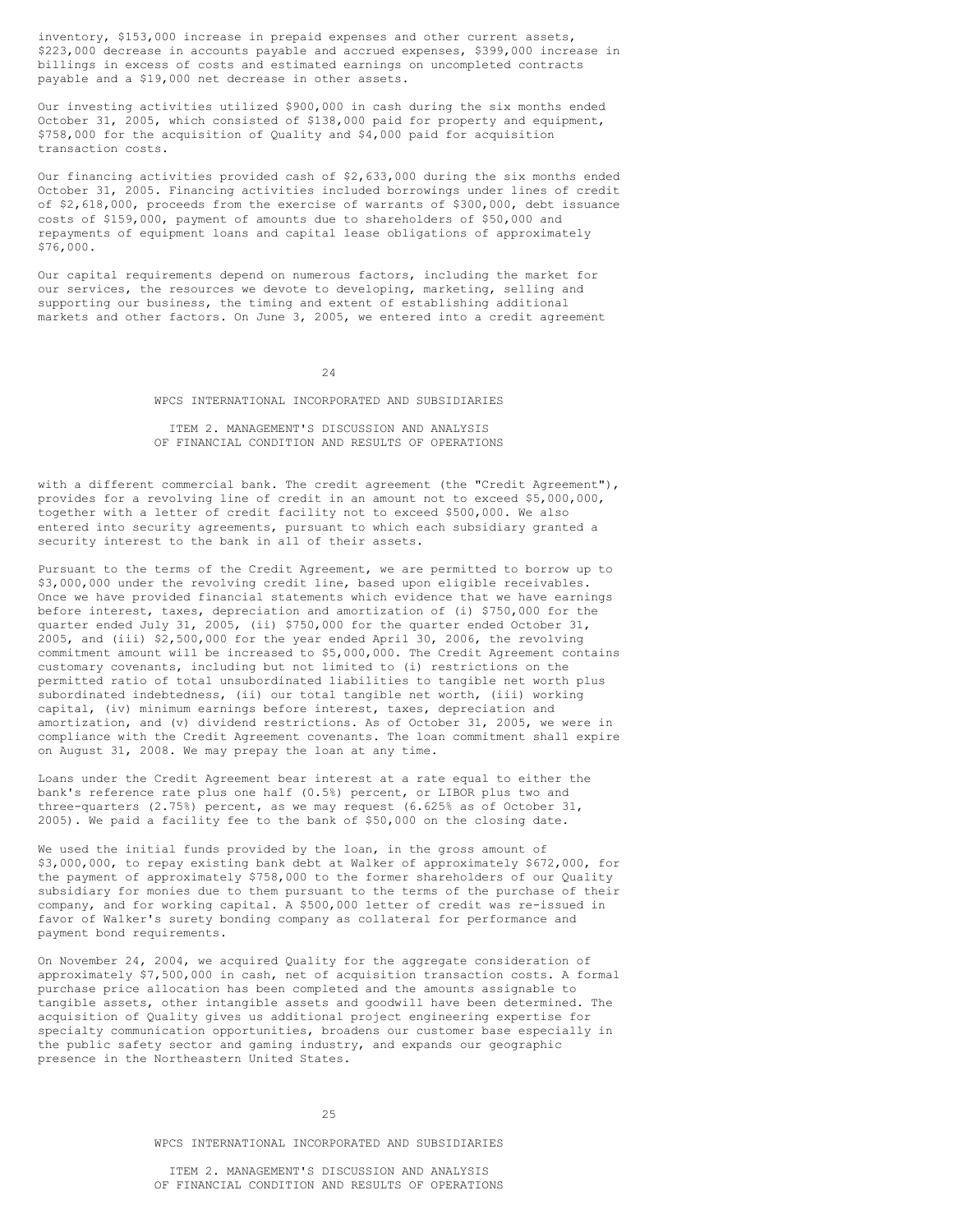inventory, $153,000 increase in prepaid expenses and other current assets, $223,000 decrease in accounts payable and accrued expenses, $399,000 increase in billings in excess of costs and estimated earnings on uncompleted contracts payable and a $19,000 net decrease in other assets.

Our investing activities utilized $900,000 in cash during the six months ended October 31, 2005, which consisted of $138,000 paid for property and equipment, $758,000 for the acquisition of Quality and $4,000 paid for acquisition transaction costs.

Our financing activities provided cash of $2,633,000 during the six months ended October 31, 2005. Financing activities included borrowings under lines of credit of $2,618,000, proceeds from the exercise of warrants of $300,000, debt issuance costs of $159,000, payment of amounts due to shareholders of $50,000 and repayments of equipment loans and capital lease obligations of approximately $76,000.

Our capital requirements depend on numerous factors, including the market for our services, the resources we devote to developing, marketing, selling and supporting our business, the timing and extent of establishing additional markets and other factors. On June 3, 2005, we entered into a credit agreement with a different commercial bank. The credit agreement (the "Credit Agreement"), provides for a revolving line of credit in an amount not to exceed $5,000,000, together with a letter of credit facility not to exceed $500,000. We also entered into security agreements, pursuant to which each subsidiary granted a security interest to the bank in all of their assets.

Pursuant to the terms of the Credit Agreement, we are permitted to borrow up to $3,000,000 under the revolving credit line, based upon eligible receivables. Once we have provided financial statements which evidence that we have earnings before interest, taxes, depreciation and amortization of (i) $750,000 for the quarter ended July 31, 2005, (ii) $750,000 for the quarter ended October 31, 2005, and (iii) $2,500,000 for the year ended April 30, 2006, the revolving commitment amount will be increased to $5,000,000. The Credit Agreement contains customary covenants, including but not limited to (i) restrictions on the permitted ratio of total unsubordinated liabilities to tangible net worth plus subordinated indebtedness, (ii) our total tangible net worth, (iii) working capital, (iv) minimum earnings before interest, taxes, depreciation and amortization, and (v) dividend restrictions. As of October 31, 2005, we were in compliance with the Credit Agreement covenants. The loan commitment shall expire on August 31, 2008. We may prepay the loan at any time.

Loans under the Credit Agreement bear interest at a rate equal to either the bank's reference rate plus one half (0.5%) percent, or LIBOR plus two and three-quarters (2.75%) percent, as we may request (6.625% as of October 31, 2005). We paid a facility fee to the bank of $50,000 on the closing date.

We used the initial funds provided by the loan, in the gross amount of $3,000,000, to repay existing bank debt at Walker of approximately $672,000, for the payment of approximately $758,000 to the former shareholders of our Quality subsidiary for monies due to them pursuant to the terms of the purchase of their company, and for working capital. A $500,000 letter of credit was re-issued in favor of Walker's surety bonding company as collateral for performance and payment bond requirements.

On November 24, 2004, we acquired Quality for the aggregate consideration of approximately $7,500,000 in cash, net of acquisition transaction costs. A formal purchase price allocation has been completed and the amounts assignable to tangible assets, other intangible assets and goodwill have been determined. The acquisition of Quality gives us additional project engineering expertise for specialty communication opportunities, broadens our customer base especially in the public safety sector and gaming industry, and expands our geographic presence in the Northeastern United States.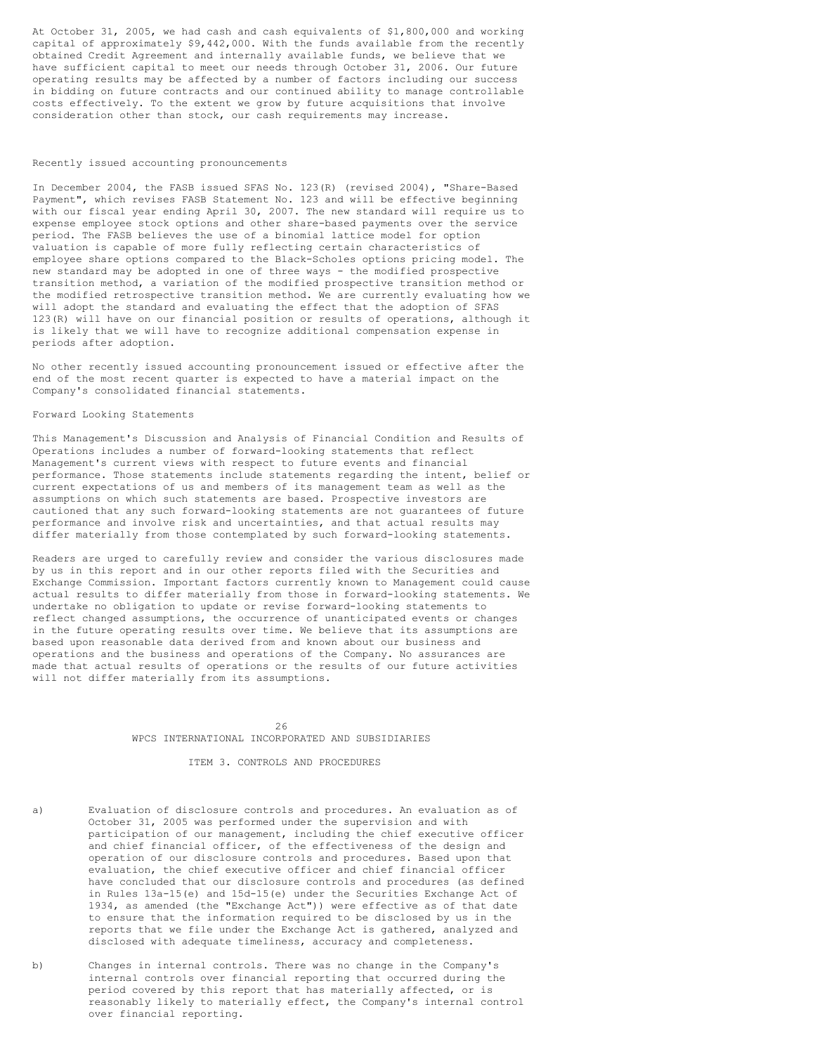At October 31, 2005, we had cash and cash equivalents of $1,800,000 and working capital of approximately $9,442,000. With the funds available from the recently obtained Credit Agreement and internally available funds, we believe that we have sufficient capital to meet our needs through October 31, 2006. Our future operating results may be affected by a number of factors including our success in bidding on future contracts and our continued ability to manage controllable costs effectively. To the extent we grow by future acquisitions that involve consideration other than stock, our cash requirements may increase.

Recently issued accounting pronouncements

In December 2004, the FASB issued SFAS No. 123(R) (revised 2004), "Share-Based Payment", which revises FASB Statement No. 123 and will be effective beginning with our fiscal year ending April 30, 2007. The new standard will require us to expense employee stock options and other share-based payments over the service period. The FASB believes the use of a binomial lattice model for option valuation is capable of more fully reflecting certain characteristics of employee share options compared to the Black-Scholes options pricing model. The new standard may be adopted in one of three ways - the modified prospective transition method, a variation of the modified prospective transition method or the modified retrospective transition method. We are currently evaluating how we will adopt the standard and evaluating the effect that the adoption of SFAS 123(R) will have on our financial position or results of operations, although it is likely that we will have to recognize additional compensation expense in periods after adoption.

No other recently issued accounting pronouncement issued or effective after the end of the most recent quarter is expected to have a material impact on the Company's consolidated financial statements.

Forward Looking Statements

This Management's Discussion and Analysis of Financial Condition and Results of Operations includes a number of forward-looking statements that reflect Management's current views with respect to future events and financial performance. Those statements include statements regarding the intent, belief or current expectations of us and members of its management team as well as the assumptions on which such statements are based. Prospective investors are cautioned that any such forward-looking statements are not guarantees of future performance and involve risk and uncertainties, and that actual results may differ materially from those contemplated by such forward-looking statements.

Readers are urged to carefully review and consider the various disclosures made by us in this report and in our other reports filed with the Securities and Exchange Commission. Important factors currently known to Management could cause actual results to differ materially from those in forward-looking statements. We undertake no obligation to update or revise forward-looking statements to reflect changed assumptions, the occurrence of unanticipated events or changes in the future operating results over time. We believe that its assumptions are based upon reasonable data derived from and known about our business and operations and the business and operations of the Company. No assurances are made that actual results of operations or the results of our future activities will not differ materially from its assumptions.

WPCS INTERNATIONAL INCORPORATED AND SUBSIDIARIES

## ITEM 3. CONTROLS AND PROCEDURES

a) Evaluation of disclosure controls and procedures. An evaluation as of October 31, 2005 was performed under the supervision and with participation of our management, including the chief executive officer and chief financial officer, of the effectiveness of the design and operation of our disclosure controls and procedures. Based upon that evaluation, the chief executive officer and chief financial officer have concluded that our disclosure controls and procedures (as defined in Rules 13a-15(e) and 15d-15(e) under the Securities Exchange Act of 1934, as amended (the "Exchange Act")) were effective as of that date to ensure that the information required to be disclosed by us in the reports that we file under the Exchange Act is gathered, analyzed and disclosed with adequate timeliness, accuracy and completeness.

b) Changes in internal controls. There was no change in the Company's internal controls over financial reporting that occurred during the period covered by this report that has materially affected, or is reasonably likely to materially effect, the Company's internal control over financial reporting.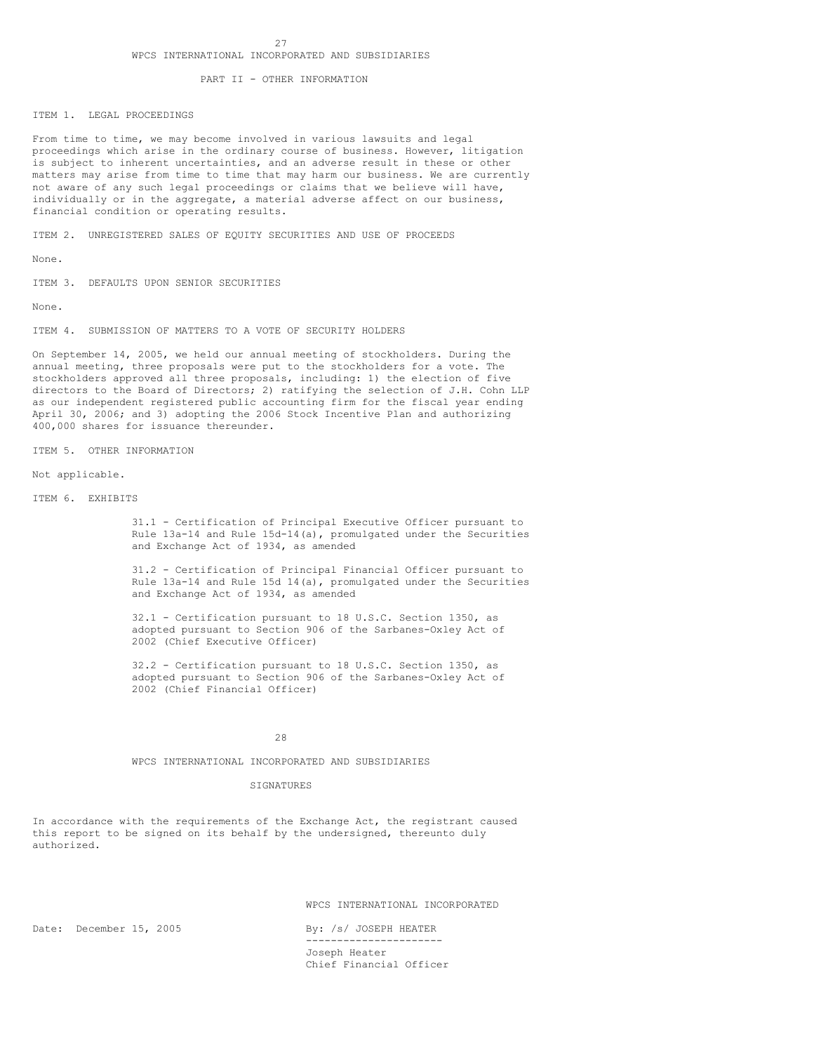WPCS INTERNATIONAL INCORPORATED AND SUBSIDIARIES

## PART II - OTHER INFORMATION

### ITEM 1. LEGAL PROCEEDINGS

From time to time, we may become involved in various lawsuits and legal proceedings which arise in the ordinary course of business. However, litigation is subject to inherent uncertainties, and an adverse result in these or other matters may arise from time to time that may harm our business. We are currently not aware of any such legal proceedings or claims that we believe will have, individually or in the aggregate, a material adverse affect on our business, financial condition or operating results.

### ITEM 2. UNREGISTERED SALES OF EQUITY SECURITIES AND USE OF PROCEEDS

None.

### ITEM 3. DEFAULTS UPON SENIOR SECURITIES

None.

### ITEM 4. SUBMISSION OF MATTERS TO A VOTE OF SECURITY HOLDERS

On September 14, 2005, we held our annual meeting of stockholders. During the annual meeting, three proposals were put to the stockholders for a vote. The stockholders approved all three proposals, including: 1) the election of five directors to the Board of Directors; 2) ratifying the selection of J.H. Cohn LLP as our independent registered public accounting firm for the fiscal year ending April 30, 2006; and 3) adopting the 2006 Stock Incentive Plan and authorizing 400,000 shares for issuance thereunder.

### ITEM 5. OTHER INFORMATION

Not applicable.

### ITEM 6. EXHIBITS

31.1 - Certification of Principal Executive Officer pursuant to Rule 13a-14 and Rule 15d-14(a), promulgated under the Securities and Exchange Act of 1934, as amended

31.2 - Certification of Principal Financial Officer pursuant to Rule 13a-14 and Rule 15d 14(a), promulgated under the Securities and Exchange Act of 1934, as amended

32.1 - Certification pursuant to 18 U.S.C. Section 1350, as adopted pursuant to Section 906 of the Sarbanes-Oxley Act of 2002 (Chief Executive Officer)

32.2 - Certification pursuant to 18 U.S.C. Section 1350, as adopted pursuant to Section 906 of the Sarbanes-Oxley Act of 2002 (Chief Financial Officer)

WPCS INTERNATIONAL INCORPORATED AND SUBSIDIARIES

## SIGNATURES

In accordance with the requirements of the Exchange Act, the registrant caused this report to be signed on its behalf by the undersigned, thereunto duly authorized.

WPCS INTERNATIONAL INCORPORATED

Date: December 15, 2005

By: /s/ JOSEPH HEATER

Joseph Heater
Chief Financial Officer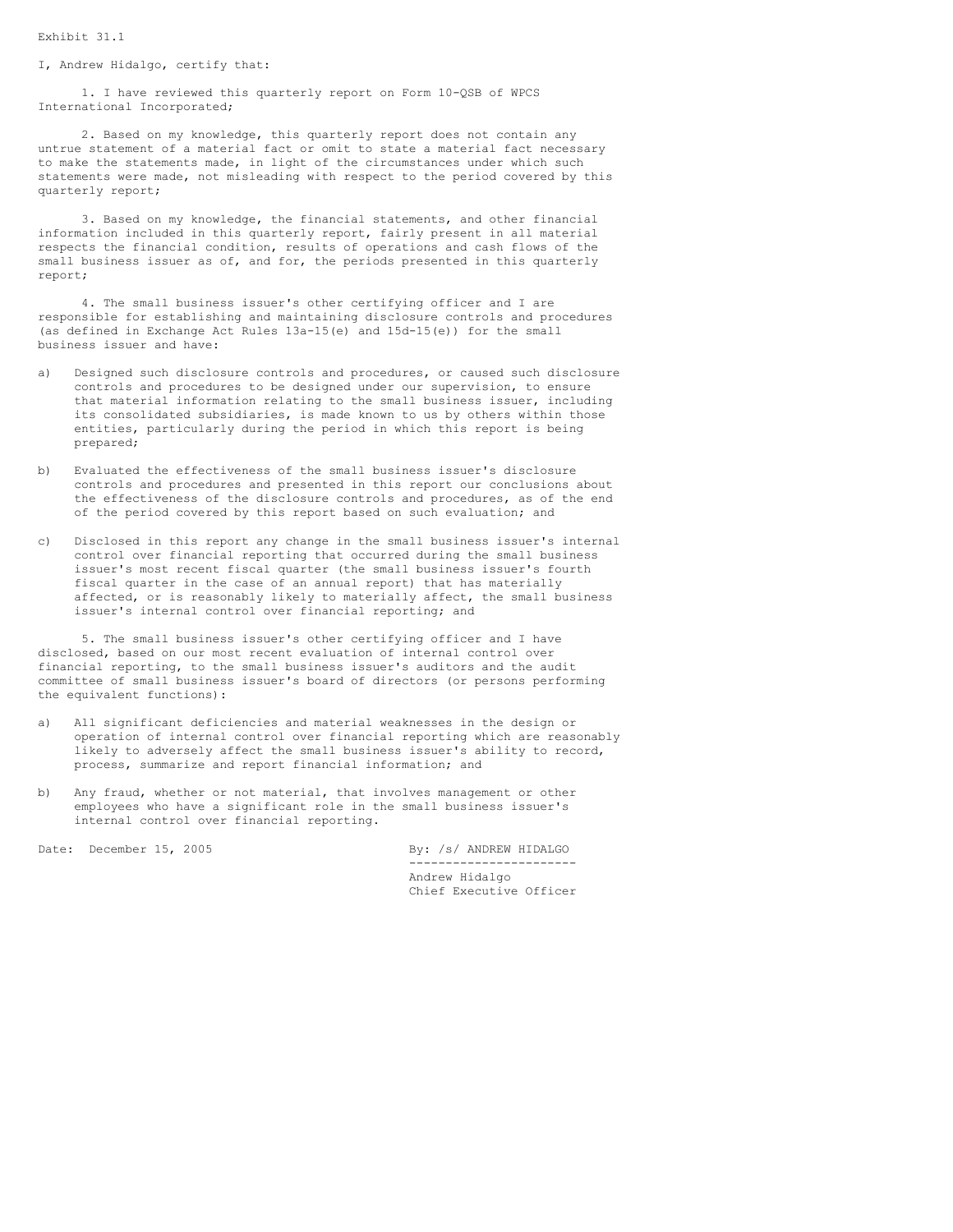Exhibit 31.1

I, Andrew Hidalgo, certify that:

1. I have reviewed this quarterly report on Form 10-QSB of WPCS International Incorporated;

2. Based on my knowledge, this quarterly report does not contain any untrue statement of a material fact or omit to state a material fact necessary to make the statements made, in light of the circumstances under which such statements were made, not misleading with respect to the period covered by this quarterly report;

3. Based on my knowledge, the financial statements, and other financial information included in this quarterly report, fairly present in all material respects the financial condition, results of operations and cash flows of the small business issuer as of, and for, the periods presented in this quarterly report;

4. The small business issuer's other certifying officer and I are responsible for establishing and maintaining disclosure controls and procedures (as defined in Exchange Act Rules 13a-15(e) and 15d-15(e)) for the small business issuer and have:

a) Designed such disclosure controls and procedures, or caused such disclosure controls and procedures to be designed under our supervision, to ensure that material information relating to the small business issuer, including its consolidated subsidiaries, is made known to us by others within those entities, particularly during the period in which this report is being prepared;

b) Evaluated the effectiveness of the small business issuer's disclosure controls and procedures and presented in this report our conclusions about the effectiveness of the disclosure controls and procedures, as of the end of the period covered by this report based on such evaluation; and

c) Disclosed in this report any change in the small business issuer's internal control over financial reporting that occurred during the small business issuer's most recent fiscal quarter (the small business issuer's fourth fiscal quarter in the case of an annual report) that has materially affected, or is reasonably likely to materially affect, the small business issuer's internal control over financial reporting; and

5. The small business issuer's other certifying officer and I have disclosed, based on our most recent evaluation of internal control over financial reporting, to the small business issuer's auditors and the audit committee of small business issuer's board of directors (or persons performing the equivalent functions):

a) All significant deficiencies and material weaknesses in the design or operation of internal control over financial reporting which are reasonably likely to adversely affect the small business issuer's ability to record, process, summarize and report financial information; and

b) Any fraud, whether or not material, that involves management or other employees who have a significant role in the small business issuer's internal control over financial reporting.

Date: December 15, 2005

By: /s/ ANDREW HIDALGO

Andrew Hidalgo
Chief Executive Officer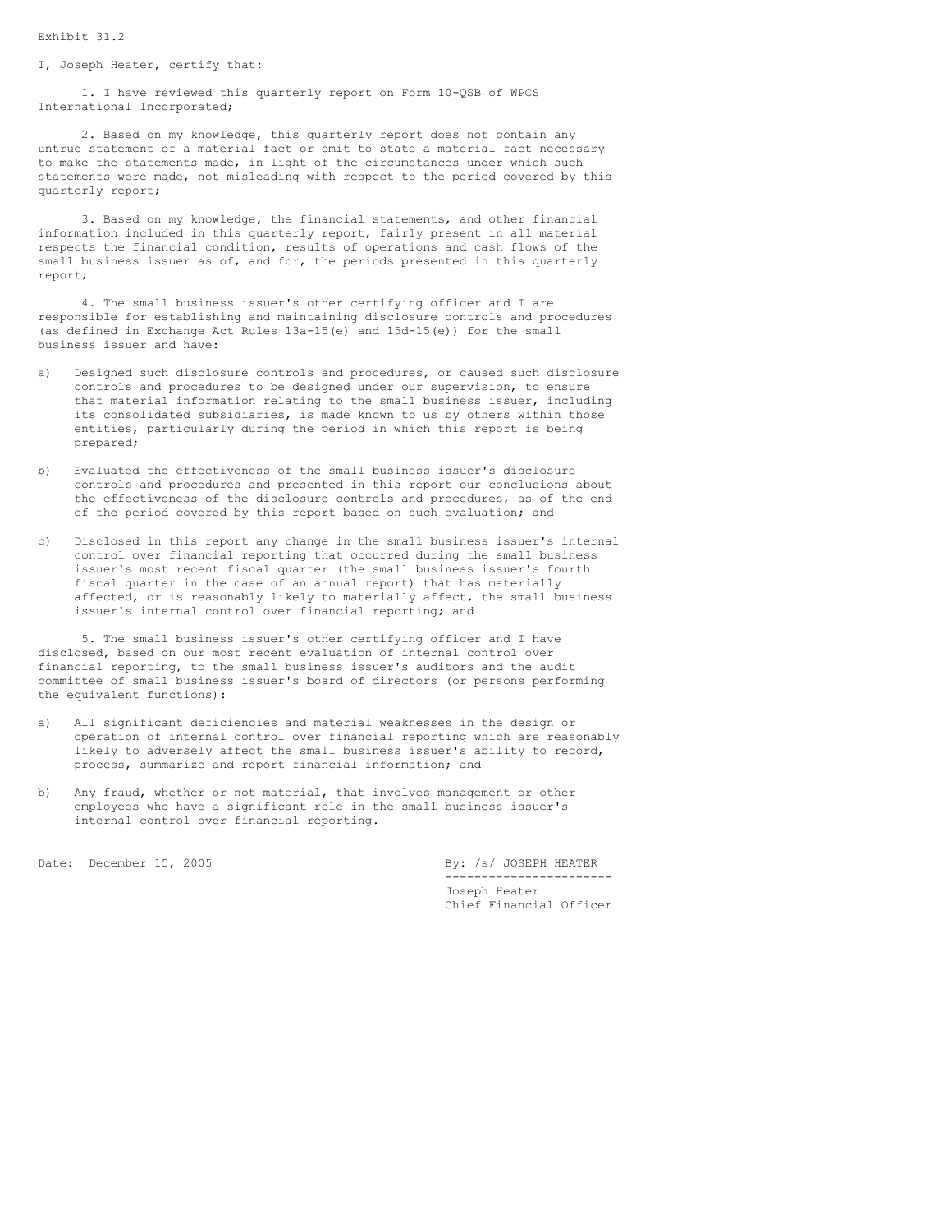Exhibit 31.2

I, Joseph Heater, certify that:

1. I have reviewed this quarterly report on Form 10-QSB of WPCS International Incorporated;

2. Based on my knowledge, this quarterly report does not contain any untrue statement of a material fact or omit to state a material fact necessary to make the statements made, in light of the circumstances under which such statements were made, not misleading with respect to the period covered by this quarterly report;

3. Based on my knowledge, the financial statements, and other financial information included in this quarterly report, fairly present in all material respects the financial condition, results of operations and cash flows of the small business issuer as of, and for, the periods presented in this quarterly report;

4. The small business issuer's other certifying officer and I are responsible for establishing and maintaining disclosure controls and procedures (as defined in Exchange Act Rules 13a-15(e) and 15d-15(e)) for the small business issuer and have:

a) Designed such disclosure controls and procedures, or caused such disclosure controls and procedures to be designed under our supervision, to ensure that material information relating to the small business issuer, including its consolidated subsidiaries, is made known to us by others within those entities, particularly during the period in which this report is being prepared;

b) Evaluated the effectiveness of the small business issuer's disclosure controls and procedures and presented in this report our conclusions about the effectiveness of the disclosure controls and procedures, as of the end of the period covered by this report based on such evaluation; and

c) Disclosed in this report any change in the small business issuer's internal control over financial reporting that occurred during the small business issuer's most recent fiscal quarter (the small business issuer's fourth fiscal quarter in the case of an annual report) that has materially affected, or is reasonably likely to materially affect, the small business issuer's internal control over financial reporting; and

5. The small business issuer's other certifying officer and I have disclosed, based on our most recent evaluation of internal control over financial reporting, to the small business issuer's auditors and the audit committee of small business issuer's board of directors (or persons performing the equivalent functions):

a) All significant deficiencies and material weaknesses in the design or operation of internal control over financial reporting which are reasonably likely to adversely affect the small business issuer's ability to record, process, summarize and report financial information; and

b) Any fraud, whether or not material, that involves management or other employees who have a significant role in the small business issuer's internal control over financial reporting.

Date: December 15, 2005

By: /s/ JOSEPH HEATER

Joseph Heater
Chief Financial Officer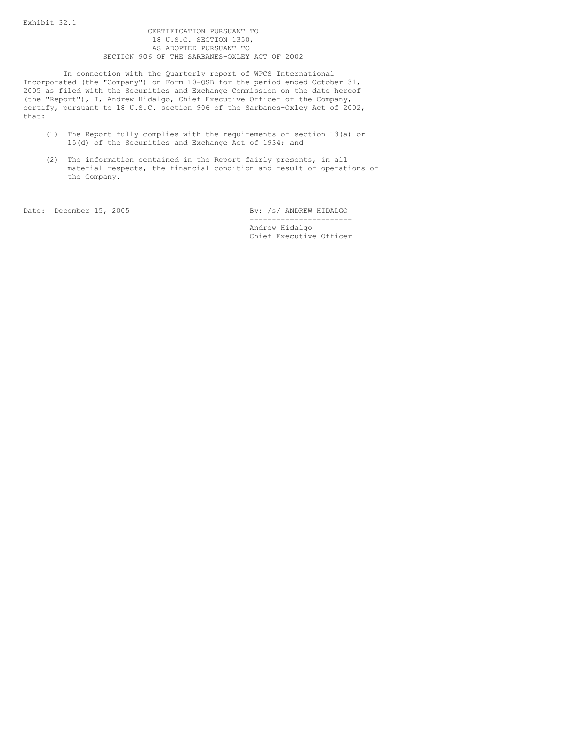Exhibit 32.1

CERTIFICATION PURSUANT TO
18 U.S.C. SECTION 1350,
AS ADOPTED PURSUANT TO
SECTION 906 OF THE SARBANES-OXLEY ACT OF 2002

In connection with the Quarterly report of WPCS International Incorporated (the "Company") on Form 10-QSB for the period ended October 31, 2005 as filed with the Securities and Exchange Commission on the date hereof (the "Report"), I, Andrew Hidalgo, Chief Executive Officer of the Company, certify, pursuant to 18 U.S.C. section 906 of the Sarbanes-Oxley Act of 2002, that:

(1) The Report fully complies with the requirements of section 13(a) or 15(d) of the Securities and Exchange Act of 1934; and

(2) The information contained in the Report fairly presents, in all material respects, the financial condition and result of operations of the Company.

Date: December 15, 2005

By: /s/ ANDREW HIDALGO

Andrew Hidalgo
Chief Executive Officer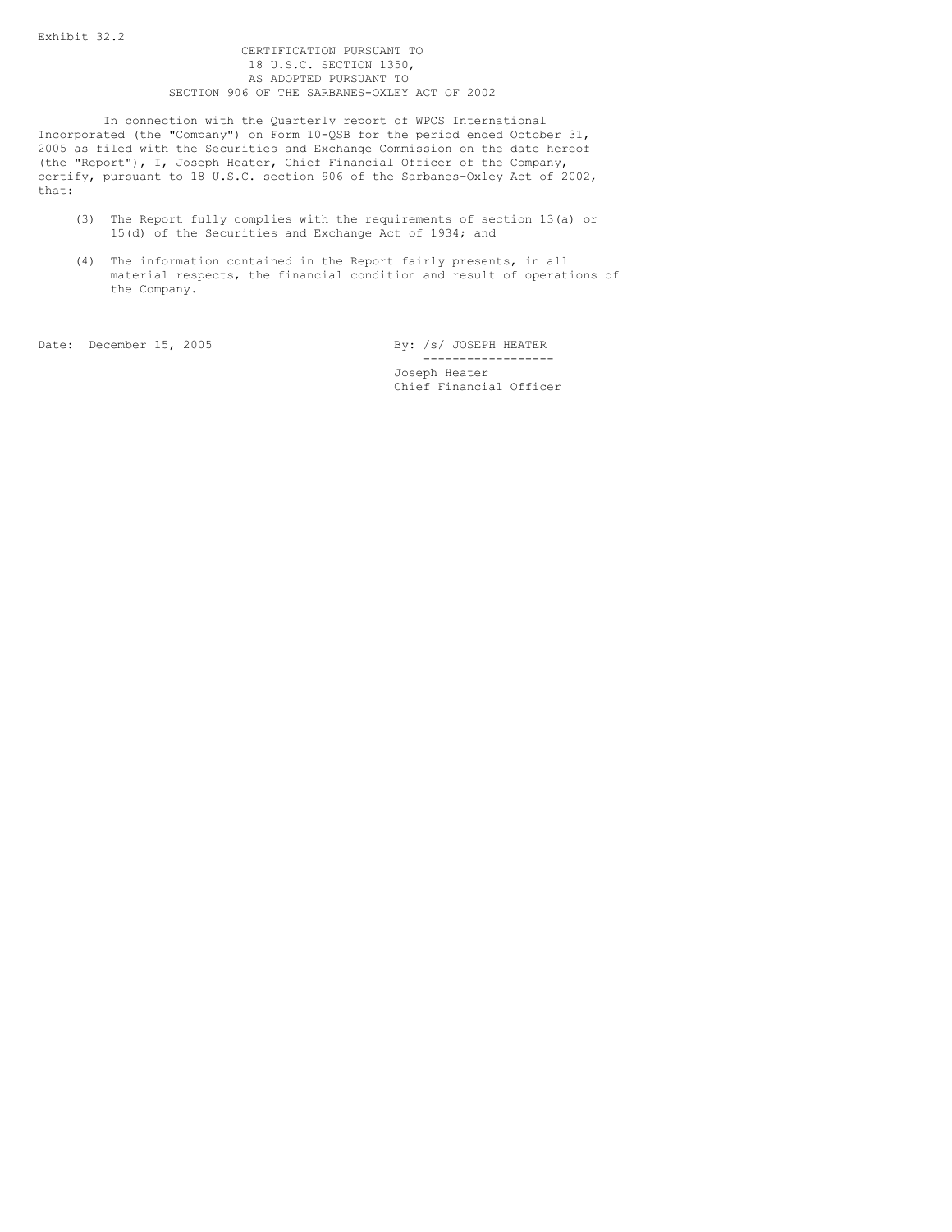Exhibit 32.2

CERTIFICATION PURSUANT TO
18 U.S.C. SECTION 1350,
AS ADOPTED PURSUANT TO
SECTION 906 OF THE SARBANES-OXLEY ACT OF 2002

In connection with the Quarterly report of WPCS International Incorporated (the "Company") on Form 10-QSB for the period ended October 31, 2005 as filed with the Securities and Exchange Commission on the date hereof (the "Report"), I, Joseph Heater, Chief Financial Officer of the Company, certify, pursuant to 18 U.S.C. section 906 of the Sarbanes-Oxley Act of 2002, that:

(3) The Report fully complies with the requirements of section 13(a) or 15(d) of the Securities and Exchange Act of 1934; and

(4) The information contained in the Report fairly presents, in all material respects, the financial condition and result of operations of the Company.

Date: December 15, 2005

By: /s/ JOSEPH HEATER

Joseph Heater
Chief Financial Officer